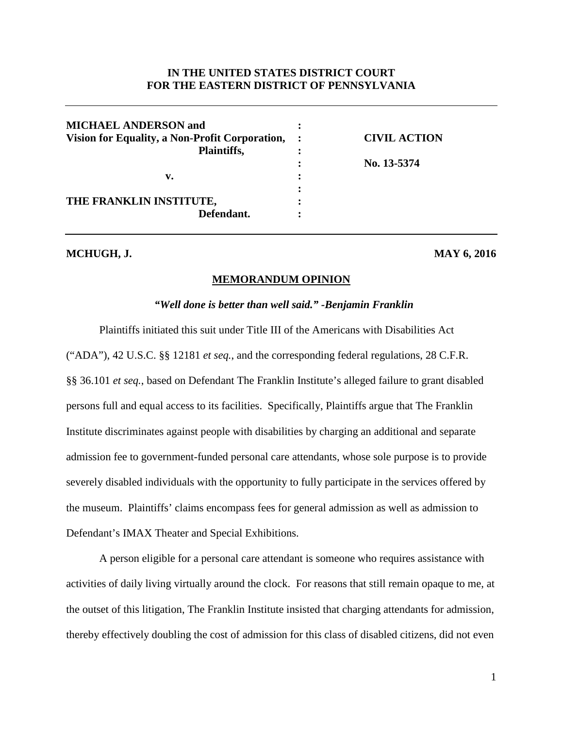**IN THE UNITED STATES DISTRICT COURT**
**FOR THE EASTERN DISTRICT OF PENNSYLVANIA**

| | | |
|---|---|---|
| **MICHAEL ANDERSON and** | : | |
| **Vision for Equality, a Non-Profit Corporation,** | : | **CIVIL ACTION** |
| **Plaintiffs,** | : | |
| | : | **No. 13-5374** |
| **v.** | : | |
| | : | |
| **THE FRANKLIN INSTITUTE,** | : | |
| **Defendant.** | : | |

**MCHUGH, J.** **MAY 6, 2016**

## MEMORANDUM OPINION

***"Well done is better than well said." -Benjamin Franklin***

Plaintiffs initiated this suit under Title III of the Americans with Disabilities Act ("ADA"), 42 U.S.C. §§ 12181 *et seq.*, and the corresponding federal regulations, 28 C.F.R. §§ 36.101 *et seq.*, based on Defendant The Franklin Institute's alleged failure to grant disabled persons full and equal access to its facilities. Specifically, Plaintiffs argue that The Franklin Institute discriminates against people with disabilities by charging an additional and separate admission fee to government-funded personal care attendants, whose sole purpose is to provide severely disabled individuals with the opportunity to fully participate in the services offered by the museum. Plaintiffs' claims encompass fees for general admission as well as admission to Defendant's IMAX Theater and Special Exhibitions.

A person eligible for a personal care attendant is someone who requires assistance with activities of daily living virtually around the clock. For reasons that still remain opaque to me, at the outset of this litigation, The Franklin Institute insisted that charging attendants for admission, thereby effectively doubling the cost of admission for this class of disabled citizens, did not even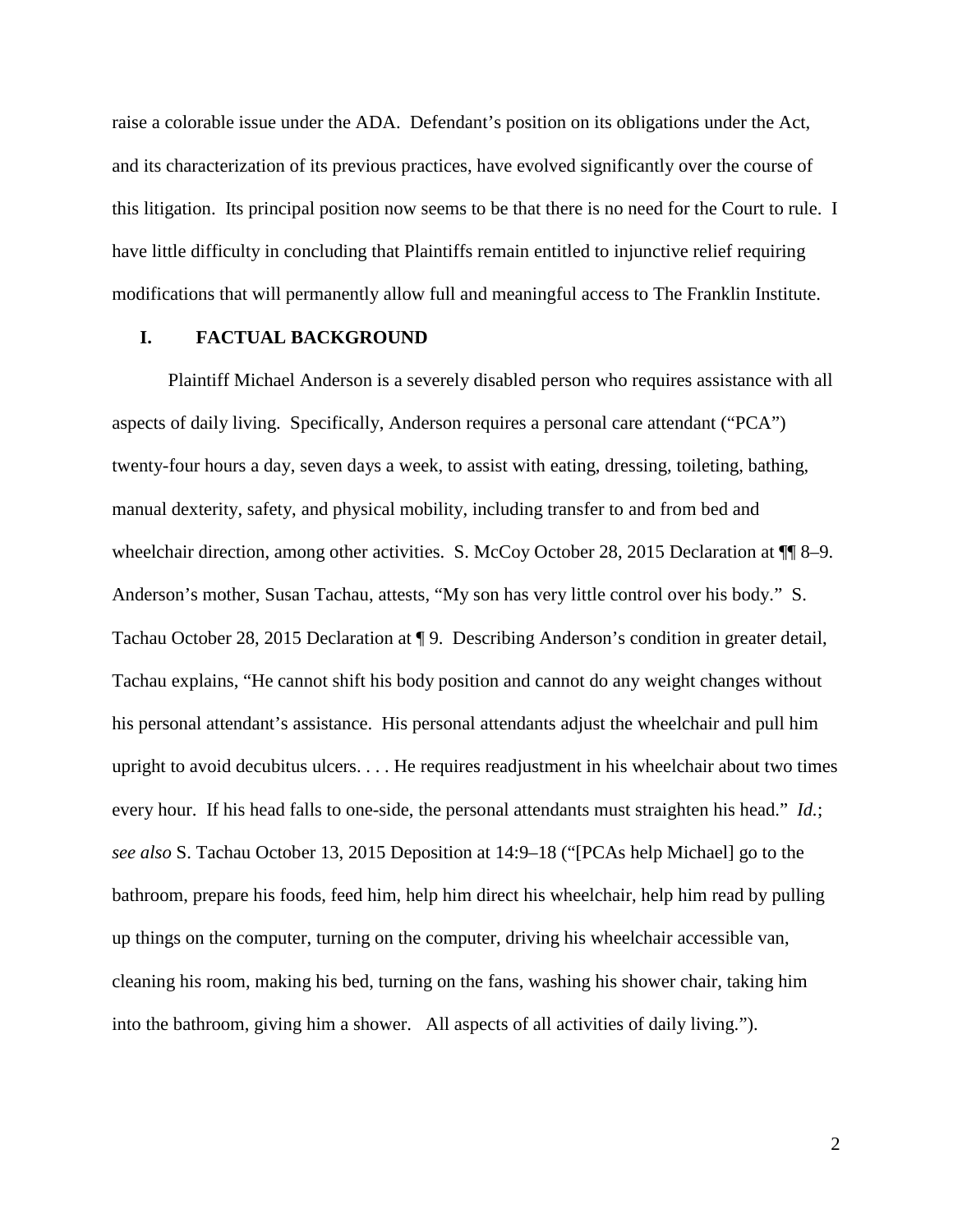raise a colorable issue under the ADA. Defendant's position on its obligations under the Act, and its characterization of its previous practices, have evolved significantly over the course of this litigation. Its principal position now seems to be that there is no need for the Court to rule. I have little difficulty in concluding that Plaintiffs remain entitled to injunctive relief requiring modifications that will permanently allow full and meaningful access to The Franklin Institute.

## I. FACTUAL BACKGROUND

Plaintiff Michael Anderson is a severely disabled person who requires assistance with all aspects of daily living. Specifically, Anderson requires a personal care attendant ("PCA") twenty-four hours a day, seven days a week, to assist with eating, dressing, toileting, bathing, manual dexterity, safety, and physical mobility, including transfer to and from bed and wheelchair direction, among other activities. S. McCoy October 28, 2015 Declaration at ¶¶ 8–9. Anderson's mother, Susan Tachau, attests, "My son has very little control over his body." S. Tachau October 28, 2015 Declaration at ¶ 9. Describing Anderson's condition in greater detail, Tachau explains, "He cannot shift his body position and cannot do any weight changes without his personal attendant's assistance. His personal attendants adjust the wheelchair and pull him upright to avoid decubitus ulcers. . . . He requires readjustment in his wheelchair about two times every hour. If his head falls to one-side, the personal attendants must straighten his head." *Id.*; *see also* S. Tachau October 13, 2015 Deposition at 14:9–18 ("[PCAs help Michael] go to the bathroom, prepare his foods, feed him, help him direct his wheelchair, help him read by pulling up things on the computer, turning on the computer, driving his wheelchair accessible van, cleaning his room, making his bed, turning on the fans, washing his shower chair, taking him into the bathroom, giving him a shower. All aspects of all activities of daily living.").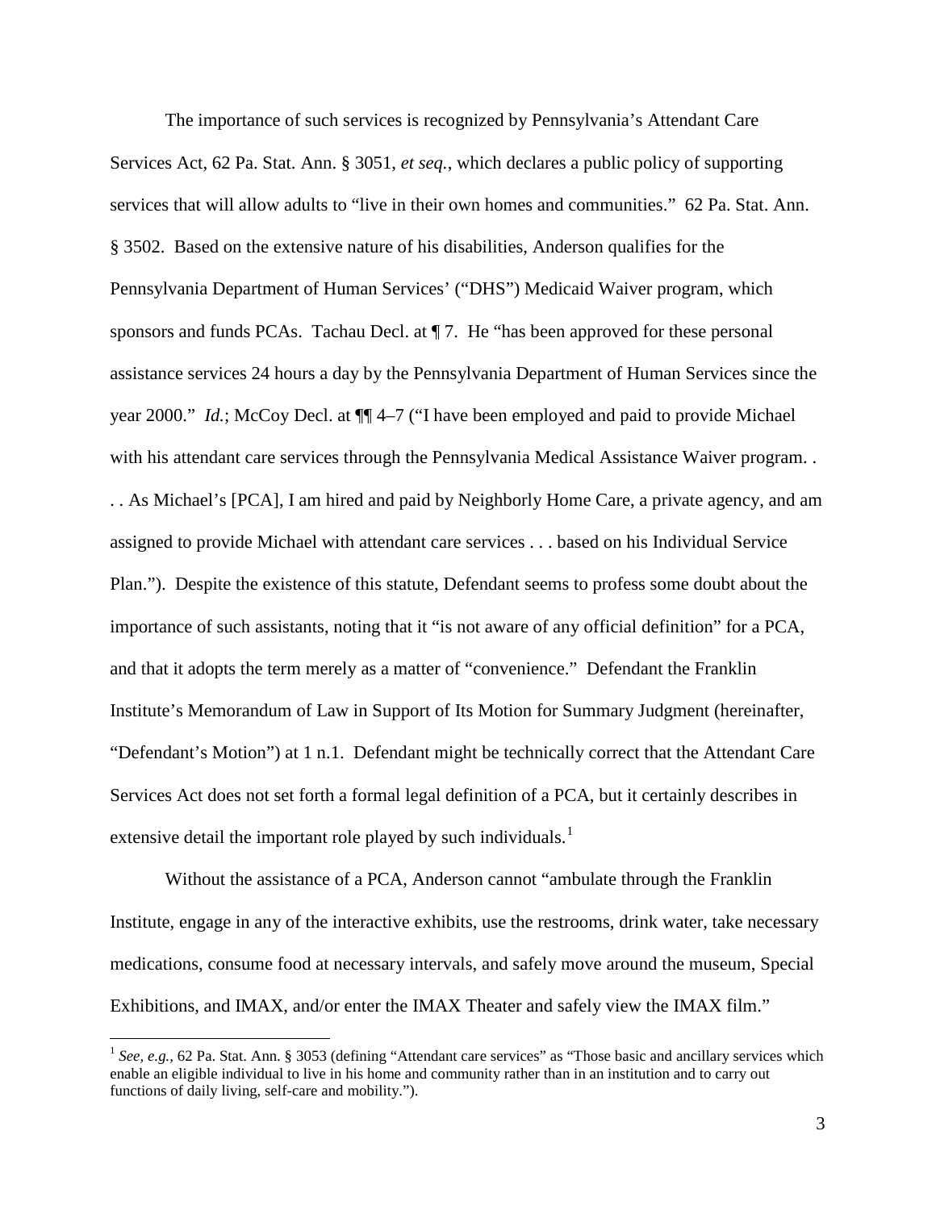The importance of such services is recognized by Pennsylvania's Attendant Care Services Act, 62 Pa. Stat. Ann. § 3051, *et seq.*, which declares a public policy of supporting services that will allow adults to "live in their own homes and communities." 62 Pa. Stat. Ann. § 3502. Based on the extensive nature of his disabilities, Anderson qualifies for the Pennsylvania Department of Human Services' ("DHS") Medicaid Waiver program, which sponsors and funds PCAs. Tachau Decl. at ¶ 7. He "has been approved for these personal assistance services 24 hours a day by the Pennsylvania Department of Human Services since the year 2000." *Id.*; McCoy Decl. at ¶¶ 4–7 ("I have been employed and paid to provide Michael with his attendant care services through the Pennsylvania Medical Assistance Waiver program. . . . As Michael's [PCA], I am hired and paid by Neighborly Home Care, a private agency, and am assigned to provide Michael with attendant care services . . . based on his Individual Service Plan."). Despite the existence of this statute, Defendant seems to profess some doubt about the importance of such assistants, noting that it "is not aware of any official definition" for a PCA, and that it adopts the term merely as a matter of "convenience." Defendant the Franklin Institute's Memorandum of Law in Support of Its Motion for Summary Judgment (hereinafter, "Defendant's Motion") at 1 n.1. Defendant might be technically correct that the Attendant Care Services Act does not set forth a formal legal definition of a PCA, but it certainly describes in extensive detail the important role played by such individuals.[1]

Without the assistance of a PCA, Anderson cannot "ambulate through the Franklin Institute, engage in any of the interactive exhibits, use the restrooms, drink water, take necessary medications, consume food at necessary intervals, and safely move around the museum, Special Exhibitions, and IMAX, and/or enter the IMAX Theater and safely view the IMAX film."

---

[1] *See, e.g.*, 62 Pa. Stat. Ann. § 3053 (defining "Attendant care services" as "Those basic and ancillary services which enable an eligible individual to live in his home and community rather than in an institution and to carry out functions of daily living, self-care and mobility.").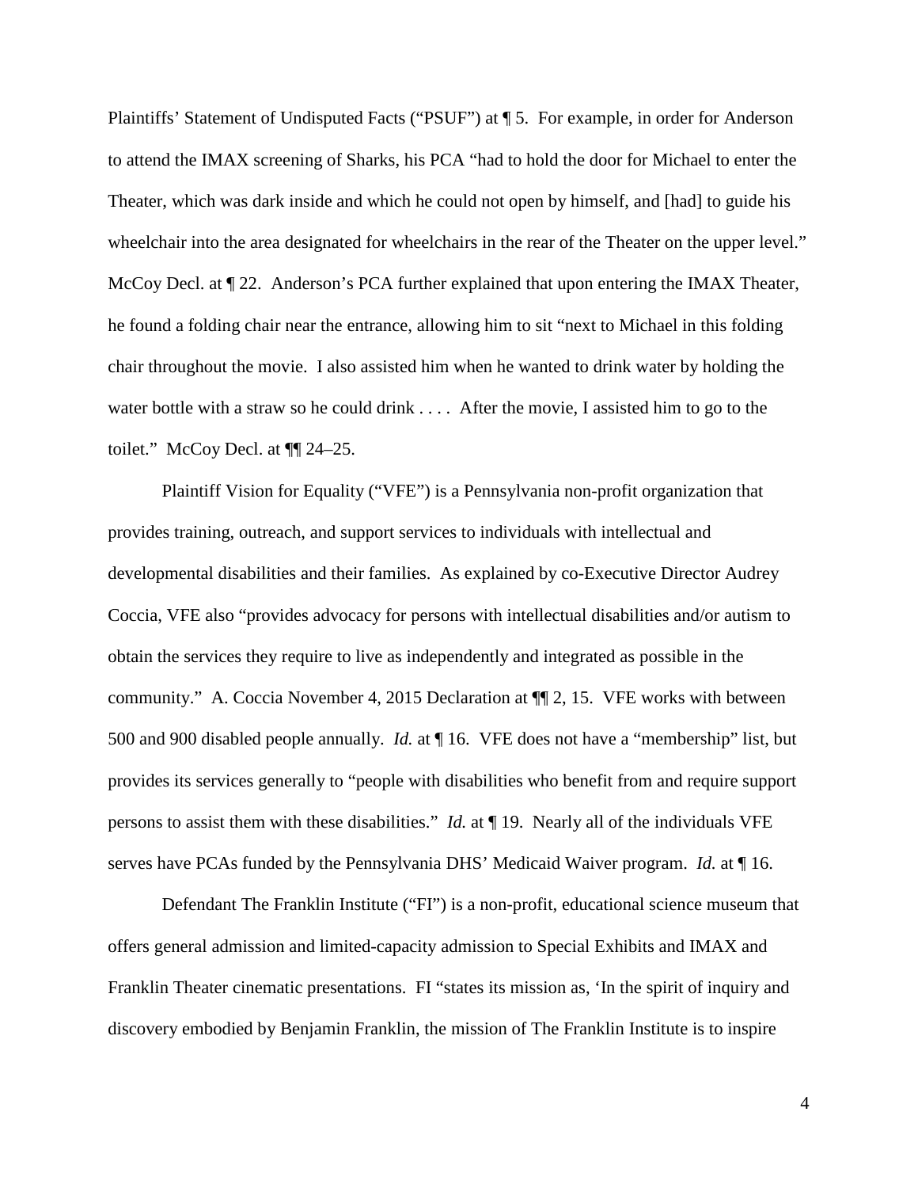Plaintiffs' Statement of Undisputed Facts ("PSUF") at ¶ 5. For example, in order for Anderson to attend the IMAX screening of Sharks, his PCA "had to hold the door for Michael to enter the Theater, which was dark inside and which he could not open by himself, and [had] to guide his wheelchair into the area designated for wheelchairs in the rear of the Theater on the upper level." McCoy Decl. at ¶ 22. Anderson's PCA further explained that upon entering the IMAX Theater, he found a folding chair near the entrance, allowing him to sit "next to Michael in this folding chair throughout the movie. I also assisted him when he wanted to drink water by holding the water bottle with a straw so he could drink . . . . After the movie, I assisted him to go to the toilet." McCoy Decl. at ¶¶ 24–25.

Plaintiff Vision for Equality ("VFE") is a Pennsylvania non-profit organization that provides training, outreach, and support services to individuals with intellectual and developmental disabilities and their families. As explained by co-Executive Director Audrey Coccia, VFE also "provides advocacy for persons with intellectual disabilities and/or autism to obtain the services they require to live as independently and integrated as possible in the community." A. Coccia November 4, 2015 Declaration at ¶¶ 2, 15. VFE works with between 500 and 900 disabled people annually. *Id.* at ¶ 16. VFE does not have a "membership" list, but provides its services generally to "people with disabilities who benefit from and require support persons to assist them with these disabilities." *Id.* at ¶ 19. Nearly all of the individuals VFE serves have PCAs funded by the Pennsylvania DHS' Medicaid Waiver program. *Id.* at ¶ 16.

Defendant The Franklin Institute ("FI") is a non-profit, educational science museum that offers general admission and limited-capacity admission to Special Exhibits and IMAX and Franklin Theater cinematic presentations. FI "states its mission as, 'In the spirit of inquiry and discovery embodied by Benjamin Franklin, the mission of The Franklin Institute is to inspire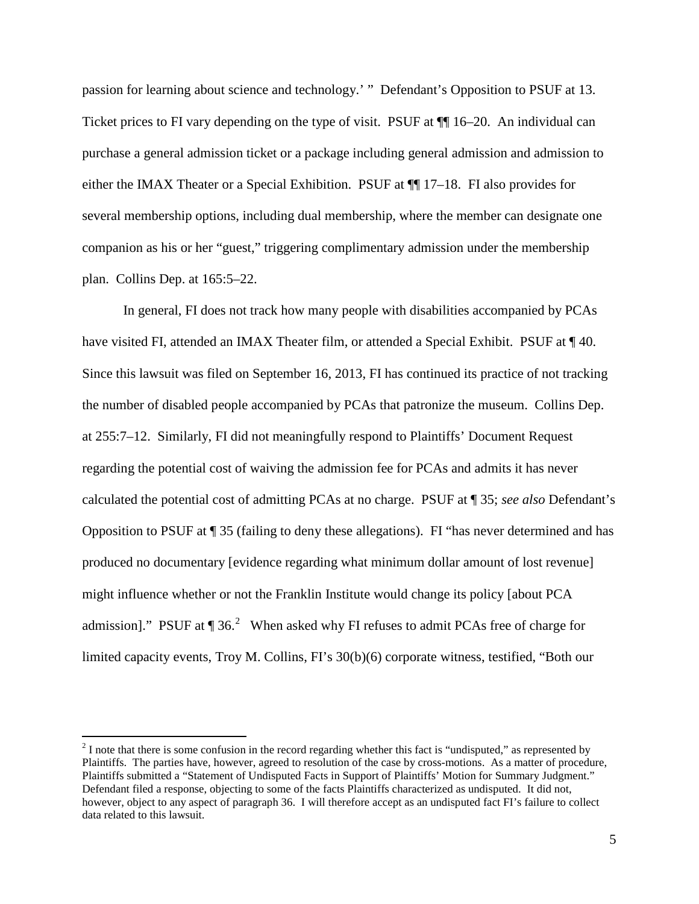passion for learning about science and technology.' " Defendant's Opposition to PSUF at 13. Ticket prices to FI vary depending on the type of visit. PSUF at ¶¶ 16–20. An individual can purchase a general admission ticket or a package including general admission and admission to either the IMAX Theater or a Special Exhibition. PSUF at ¶¶ 17–18. FI also provides for several membership options, including dual membership, where the member can designate one companion as his or her "guest," triggering complimentary admission under the membership plan. Collins Dep. at 165:5–22.

In general, FI does not track how many people with disabilities accompanied by PCAs have visited FI, attended an IMAX Theater film, or attended a Special Exhibit. PSUF at ¶ 40. Since this lawsuit was filed on September 16, 2013, FI has continued its practice of not tracking the number of disabled people accompanied by PCAs that patronize the museum. Collins Dep. at 255:7–12. Similarly, FI did not meaningfully respond to Plaintiffs' Document Request regarding the potential cost of waiving the admission fee for PCAs and admits it has never calculated the potential cost of admitting PCAs at no charge. PSUF at ¶ 35; *see also* Defendant's Opposition to PSUF at ¶ 35 (failing to deny these allegations). FI "has never determined and has produced no documentary [evidence regarding what minimum dollar amount of lost revenue] might influence whether or not the Franklin Institute would change its policy [about PCA admission]." PSUF at ¶ 36.[2] When asked why FI refuses to admit PCAs free of charge for limited capacity events, Troy M. Collins, FI's 30(b)(6) corporate witness, testified, "Both our

[2] I note that there is some confusion in the record regarding whether this fact is "undisputed," as represented by Plaintiffs. The parties have, however, agreed to resolution of the case by cross-motions. As a matter of procedure, Plaintiffs submitted a "Statement of Undisputed Facts in Support of Plaintiffs' Motion for Summary Judgment." Defendant filed a response, objecting to some of the facts Plaintiffs characterized as undisputed. It did not, however, object to any aspect of paragraph 36. I will therefore accept as an undisputed fact FI's failure to collect data related to this lawsuit.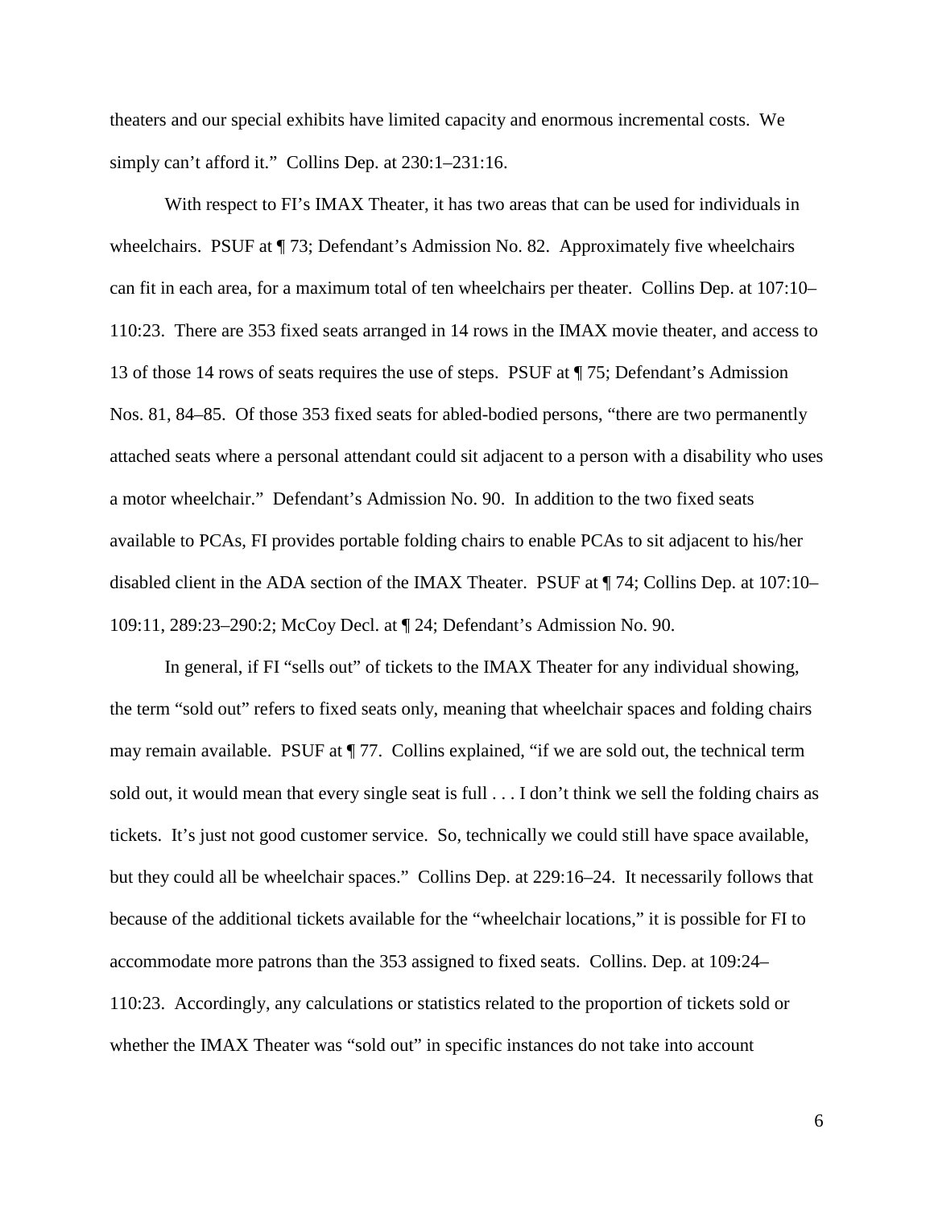theaters and our special exhibits have limited capacity and enormous incremental costs. We simply can't afford it." Collins Dep. at 230:1–231:16.

With respect to FI's IMAX Theater, it has two areas that can be used for individuals in wheelchairs. PSUF at ¶ 73; Defendant's Admission No. 82. Approximately five wheelchairs can fit in each area, for a maximum total of ten wheelchairs per theater. Collins Dep. at 107:10–110:23. There are 353 fixed seats arranged in 14 rows in the IMAX movie theater, and access to 13 of those 14 rows of seats requires the use of steps. PSUF at ¶ 75; Defendant's Admission Nos. 81, 84–85. Of those 353 fixed seats for abled-bodied persons, "there are two permanently attached seats where a personal attendant could sit adjacent to a person with a disability who uses a motor wheelchair." Defendant's Admission No. 90. In addition to the two fixed seats available to PCAs, FI provides portable folding chairs to enable PCAs to sit adjacent to his/her disabled client in the ADA section of the IMAX Theater. PSUF at ¶ 74; Collins Dep. at 107:10–109:11, 289:23–290:2; McCoy Decl. at ¶ 24; Defendant's Admission No. 90.

In general, if FI "sells out" of tickets to the IMAX Theater for any individual showing, the term "sold out" refers to fixed seats only, meaning that wheelchair spaces and folding chairs may remain available. PSUF at ¶ 77. Collins explained, "if we are sold out, the technical term sold out, it would mean that every single seat is full . . . I don't think we sell the folding chairs as tickets. It's just not good customer service. So, technically we could still have space available, but they could all be wheelchair spaces." Collins Dep. at 229:16–24. It necessarily follows that because of the additional tickets available for the "wheelchair locations," it is possible for FI to accommodate more patrons than the 353 assigned to fixed seats. Collins. Dep. at 109:24–110:23. Accordingly, any calculations or statistics related to the proportion of tickets sold or whether the IMAX Theater was "sold out" in specific instances do not take into account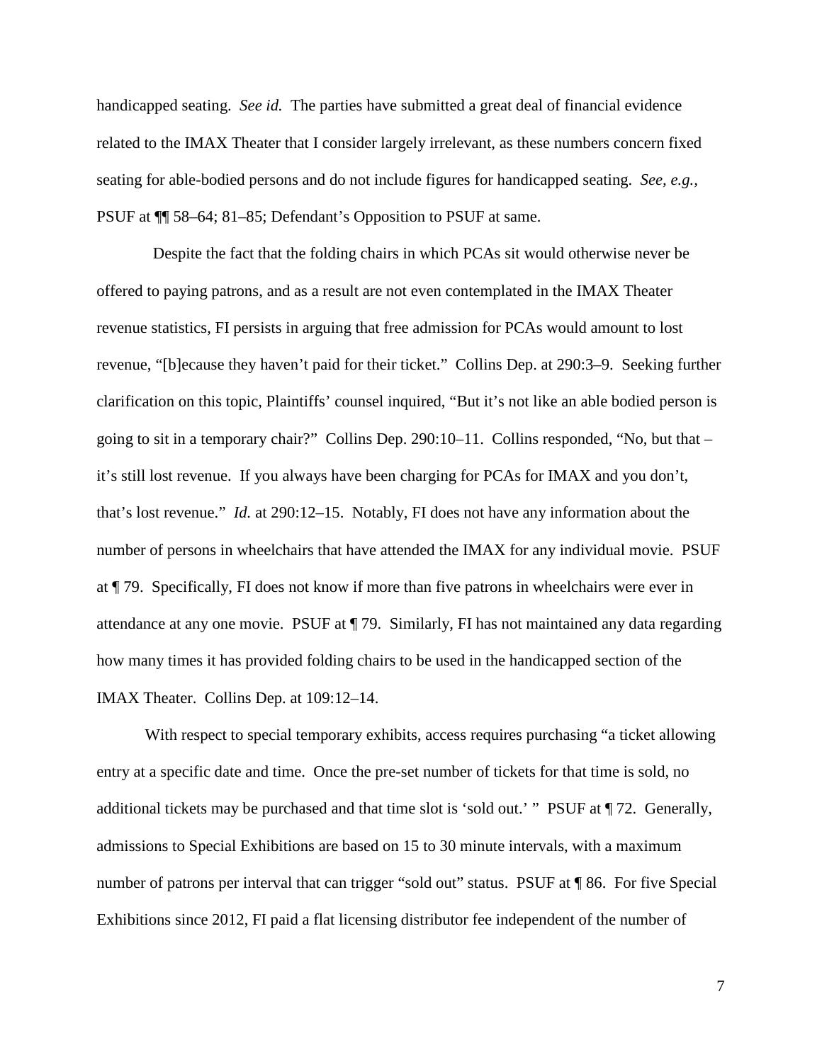handicapped seating. *See id.* The parties have submitted a great deal of financial evidence related to the IMAX Theater that I consider largely irrelevant, as these numbers concern fixed seating for able-bodied persons and do not include figures for handicapped seating. *See, e.g.*, PSUF at ¶¶ 58–64; 81–85; Defendant's Opposition to PSUF at same.

Despite the fact that the folding chairs in which PCAs sit would otherwise never be offered to paying patrons, and as a result are not even contemplated in the IMAX Theater revenue statistics, FI persists in arguing that free admission for PCAs would amount to lost revenue, "[b]ecause they haven't paid for their ticket." Collins Dep. at 290:3–9. Seeking further clarification on this topic, Plaintiffs' counsel inquired, "But it's not like an able bodied person is going to sit in a temporary chair?" Collins Dep. 290:10–11. Collins responded, "No, but that – it's still lost revenue. If you always have been charging for PCAs for IMAX and you don't, that's lost revenue." *Id.* at 290:12–15. Notably, FI does not have any information about the number of persons in wheelchairs that have attended the IMAX for any individual movie. PSUF at ¶ 79. Specifically, FI does not know if more than five patrons in wheelchairs were ever in attendance at any one movie. PSUF at ¶ 79. Similarly, FI has not maintained any data regarding how many times it has provided folding chairs to be used in the handicapped section of the IMAX Theater. Collins Dep. at 109:12–14.

With respect to special temporary exhibits, access requires purchasing "a ticket allowing entry at a specific date and time. Once the pre-set number of tickets for that time is sold, no additional tickets may be purchased and that time slot is 'sold out.' " PSUF at ¶ 72. Generally, admissions to Special Exhibitions are based on 15 to 30 minute intervals, with a maximum number of patrons per interval that can trigger "sold out" status. PSUF at ¶ 86. For five Special Exhibitions since 2012, FI paid a flat licensing distributor fee independent of the number of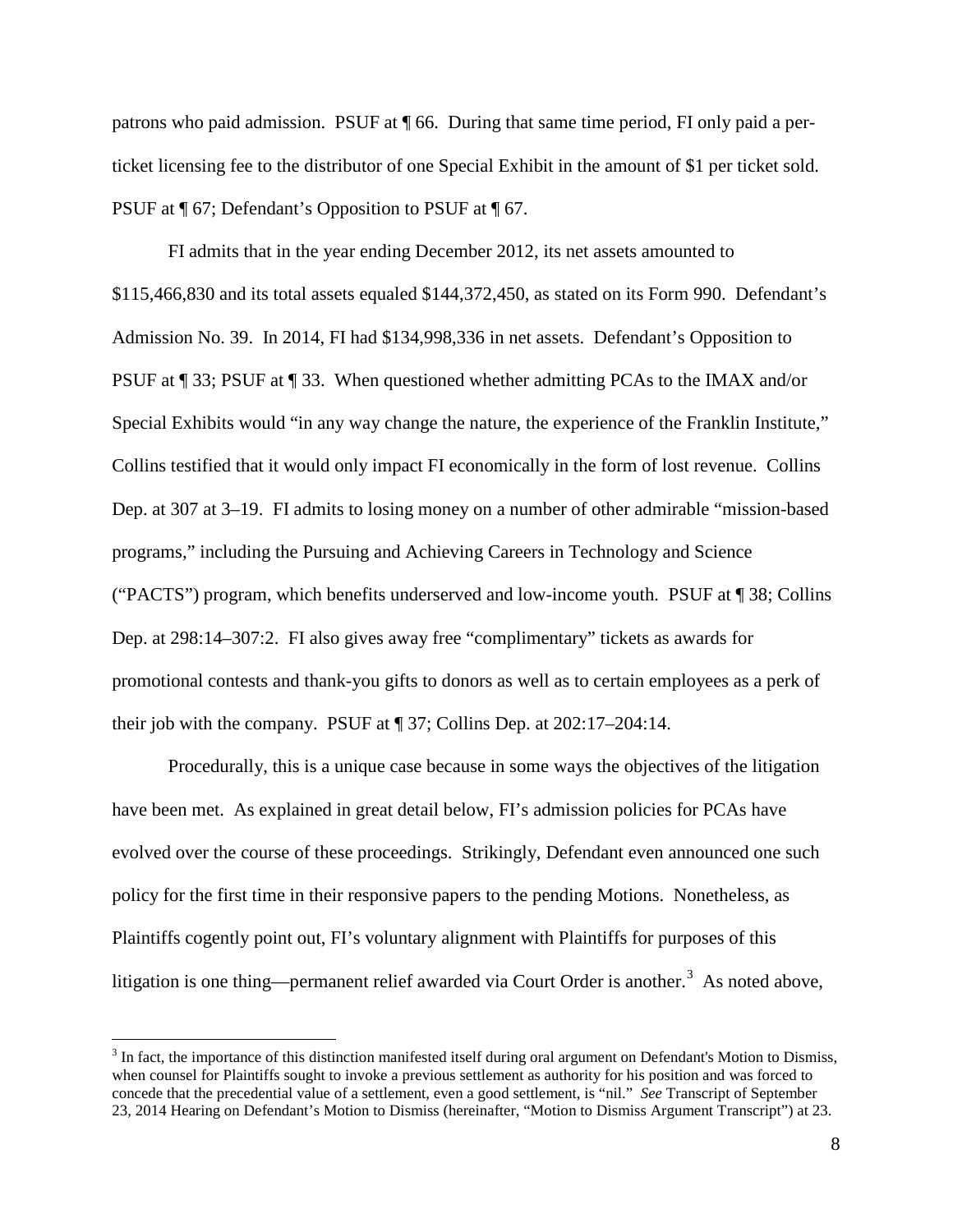patrons who paid admission. PSUF at ¶ 66. During that same time period, FI only paid a per-ticket licensing fee to the distributor of one Special Exhibit in the amount of $1 per ticket sold. PSUF at ¶ 67; Defendant's Opposition to PSUF at ¶ 67.

FI admits that in the year ending December 2012, its net assets amounted to $115,466,830 and its total assets equaled $144,372,450, as stated on its Form 990. Defendant's Admission No. 39. In 2014, FI had $134,998,336 in net assets. Defendant's Opposition to PSUF at ¶ 33; PSUF at ¶ 33. When questioned whether admitting PCAs to the IMAX and/or Special Exhibits would "in any way change the nature, the experience of the Franklin Institute," Collins testified that it would only impact FI economically in the form of lost revenue. Collins Dep. at 307 at 3–19. FI admits to losing money on a number of other admirable "mission-based programs," including the Pursuing and Achieving Careers in Technology and Science ("PACTS") program, which benefits underserved and low-income youth. PSUF at ¶ 38; Collins Dep. at 298:14–307:2. FI also gives away free "complimentary" tickets as awards for promotional contests and thank-you gifts to donors as well as to certain employees as a perk of their job with the company. PSUF at ¶ 37; Collins Dep. at 202:17–204:14.

Procedurally, this is a unique case because in some ways the objectives of the litigation have been met. As explained in great detail below, FI's admission policies for PCAs have evolved over the course of these proceedings. Strikingly, Defendant even announced one such policy for the first time in their responsive papers to the pending Motions. Nonetheless, as Plaintiffs cogently point out, FI's voluntary alignment with Plaintiffs for purposes of this litigation is one thing—permanent relief awarded via Court Order is another.[3] As noted above,

[3] In fact, the importance of this distinction manifested itself during oral argument on Defendant's Motion to Dismiss, when counsel for Plaintiffs sought to invoke a previous settlement as authority for his position and was forced to concede that the precedential value of a settlement, even a good settlement, is "nil." *See* Transcript of September 23, 2014 Hearing on Defendant's Motion to Dismiss (hereinafter, "Motion to Dismiss Argument Transcript") at 23.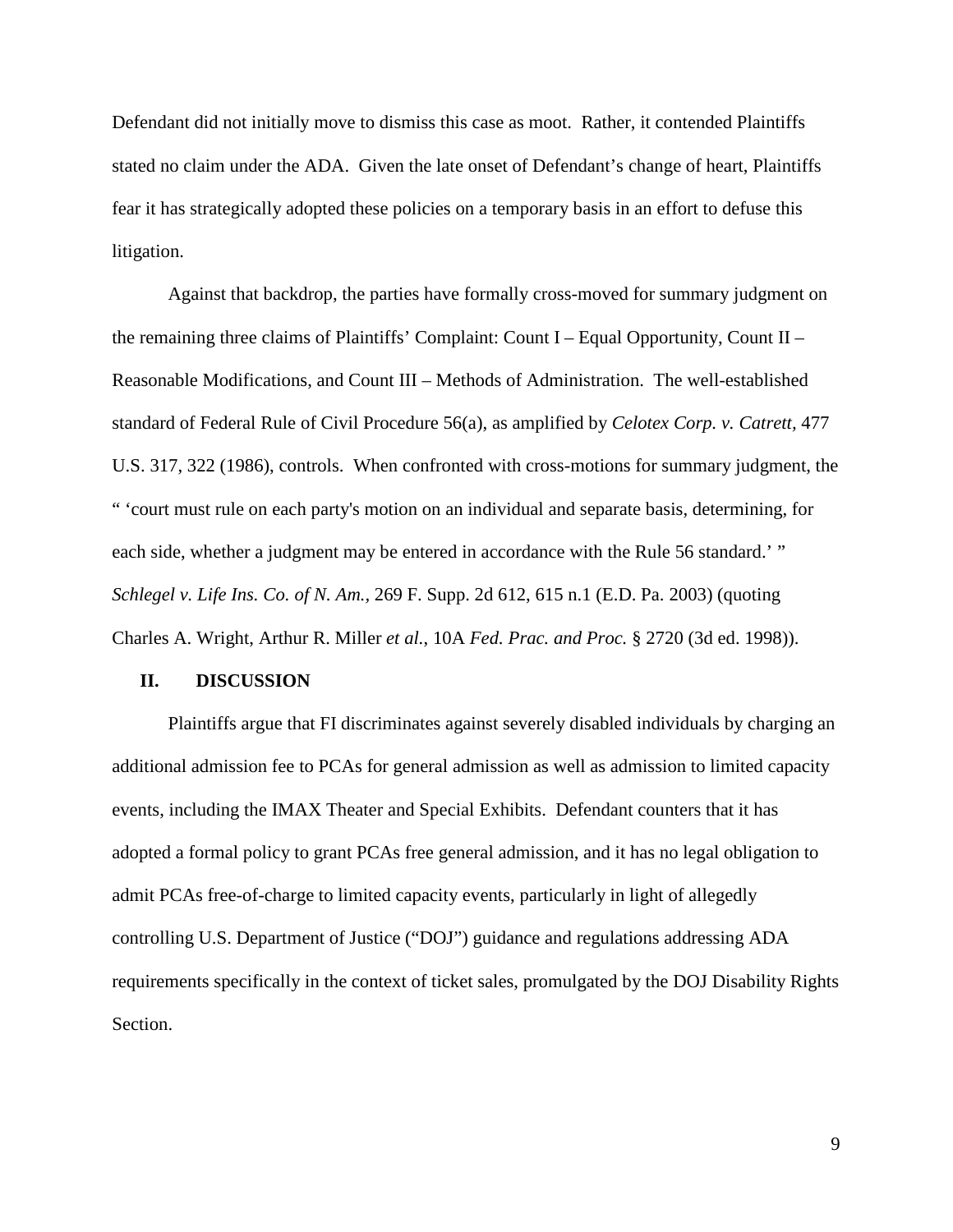Defendant did not initially move to dismiss this case as moot. Rather, it contended Plaintiffs stated no claim under the ADA. Given the late onset of Defendant's change of heart, Plaintiffs fear it has strategically adopted these policies on a temporary basis in an effort to defuse this litigation.

Against that backdrop, the parties have formally cross-moved for summary judgment on the remaining three claims of Plaintiffs' Complaint: Count I – Equal Opportunity, Count II – Reasonable Modifications, and Count III – Methods of Administration. The well-established standard of Federal Rule of Civil Procedure 56(a), as amplified by *Celotex Corp. v. Catrett*, 477 U.S. 317, 322 (1986), controls. When confronted with cross-motions for summary judgment, the " 'court must rule on each party's motion on an individual and separate basis, determining, for each side, whether a judgment may be entered in accordance with the Rule 56 standard.' " *Schlegel v. Life Ins. Co. of N. Am.*, 269 F. Supp. 2d 612, 615 n.1 (E.D. Pa. 2003) (quoting Charles A. Wright, Arthur R. Miller *et al.*, 10A *Fed. Prac. and Proc.* § 2720 (3d ed. 1998)).

## II. DISCUSSION

Plaintiffs argue that FI discriminates against severely disabled individuals by charging an additional admission fee to PCAs for general admission as well as admission to limited capacity events, including the IMAX Theater and Special Exhibits. Defendant counters that it has adopted a formal policy to grant PCAs free general admission, and it has no legal obligation to admit PCAs free-of-charge to limited capacity events, particularly in light of allegedly controlling U.S. Department of Justice ("DOJ") guidance and regulations addressing ADA requirements specifically in the context of ticket sales, promulgated by the DOJ Disability Rights Section.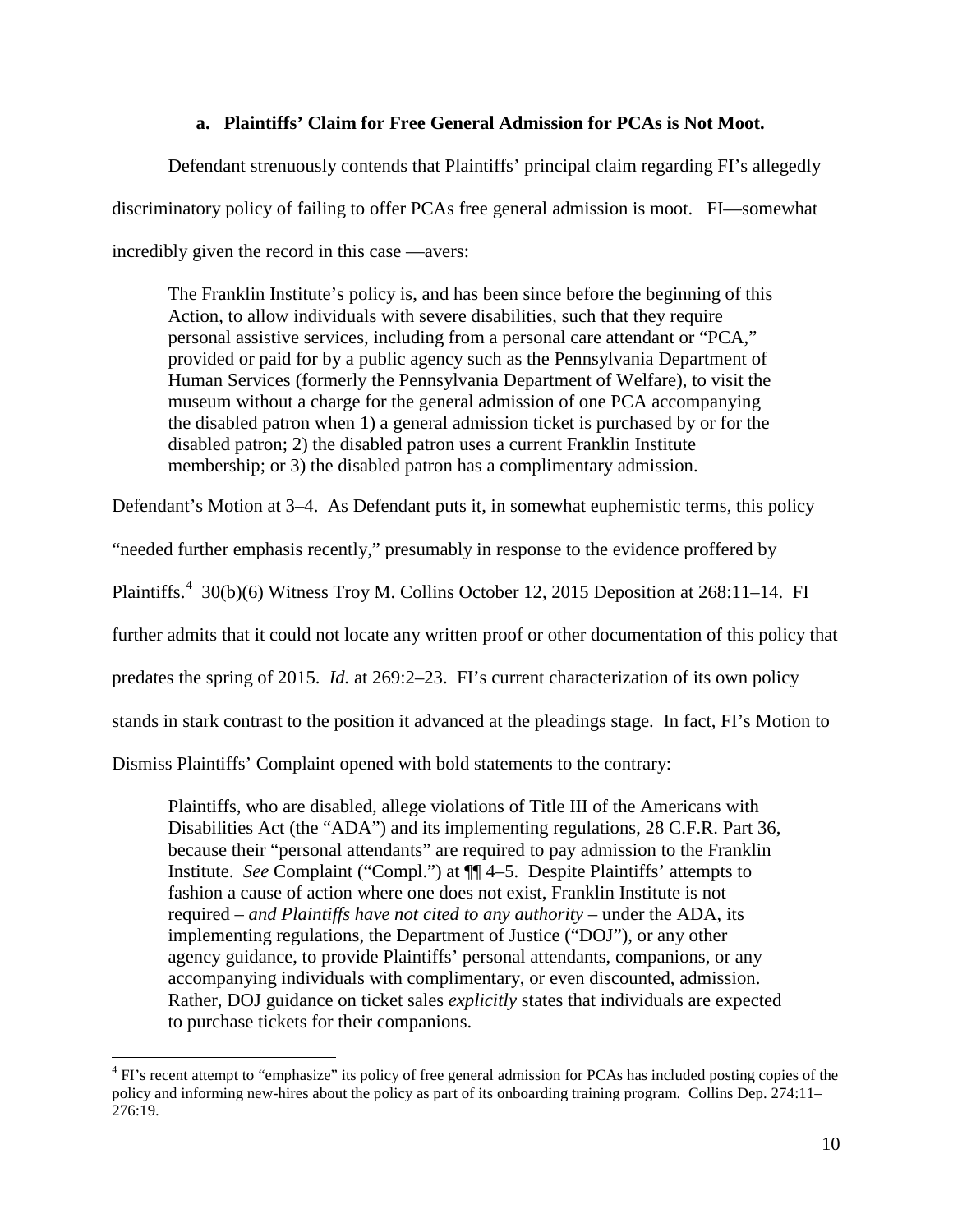### a. Plaintiffs' Claim for Free General Admission for PCAs is Not Moot.

Defendant strenuously contends that Plaintiffs' principal claim regarding FI's allegedly discriminatory policy of failing to offer PCAs free general admission is moot. FI—somewhat incredibly given the record in this case —avers:

> The Franklin Institute's policy is, and has been since before the beginning of this Action, to allow individuals with severe disabilities, such that they require personal assistive services, including from a personal care attendant or "PCA," provided or paid for by a public agency such as the Pennsylvania Department of Human Services (formerly the Pennsylvania Department of Welfare), to visit the museum without a charge for the general admission of one PCA accompanying the disabled patron when 1) a general admission ticket is purchased by or for the disabled patron; 2) the disabled patron uses a current Franklin Institute membership; or 3) the disabled patron has a complimentary admission.

Defendant's Motion at 3–4. As Defendant puts it, in somewhat euphemistic terms, this policy "needed further emphasis recently," presumably in response to the evidence proffered by Plaintiffs.[4] 30(b)(6) Witness Troy M. Collins October 12, 2015 Deposition at 268:11–14. FI further admits that it could not locate any written proof or other documentation of this policy that predates the spring of 2015. *Id.* at 269:2–23. FI's current characterization of its own policy stands in stark contrast to the position it advanced at the pleadings stage. In fact, FI's Motion to Dismiss Plaintiffs' Complaint opened with bold statements to the contrary:

> Plaintiffs, who are disabled, allege violations of Title III of the Americans with Disabilities Act (the "ADA") and its implementing regulations, 28 C.F.R. Part 36, because their "personal attendants" are required to pay admission to the Franklin Institute. *See* Complaint ("Compl.") at ¶¶ 4–5. Despite Plaintiffs' attempts to fashion a cause of action where one does not exist, Franklin Institute is not required – *and Plaintiffs have not cited to any authority* – under the ADA, its implementing regulations, the Department of Justice ("DOJ"), or any other agency guidance, to provide Plaintiffs' personal attendants, companions, or any accompanying individuals with complimentary, or even discounted, admission. Rather, DOJ guidance on ticket sales *explicitly* states that individuals are expected to purchase tickets for their companions.

[4] FI's recent attempt to "emphasize" its policy of free general admission for PCAs has included posting copies of the policy and informing new-hires about the policy as part of its onboarding training program. Collins Dep. 274:11–276:19.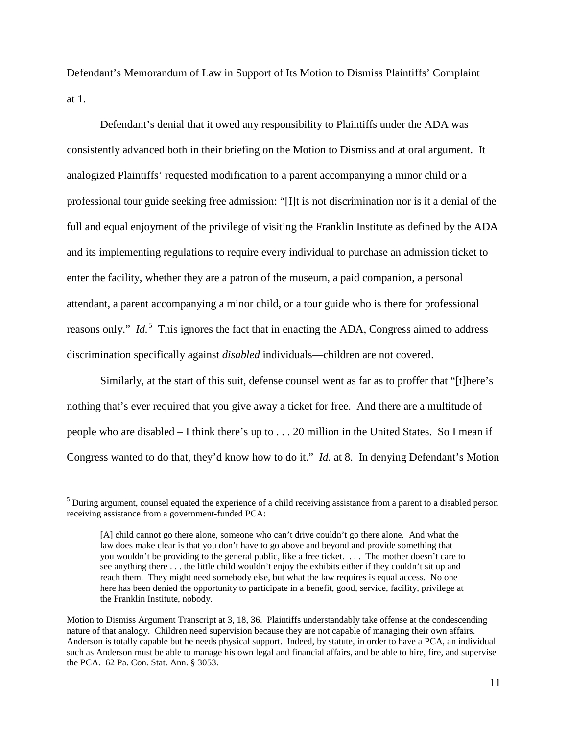Defendant's Memorandum of Law in Support of Its Motion to Dismiss Plaintiffs' Complaint at 1.

Defendant's denial that it owed any responsibility to Plaintiffs under the ADA was consistently advanced both in their briefing on the Motion to Dismiss and at oral argument. It analogized Plaintiffs' requested modification to a parent accompanying a minor child or a professional tour guide seeking free admission: "[I]t is not discrimination nor is it a denial of the full and equal enjoyment of the privilege of visiting the Franklin Institute as defined by the ADA and its implementing regulations to require every individual to purchase an admission ticket to enter the facility, whether they are a patron of the museum, a paid companion, a personal attendant, a parent accompanying a minor child, or a tour guide who is there for professional reasons only." *Id.*[5] This ignores the fact that in enacting the ADA, Congress aimed to address discrimination specifically against *disabled* individuals—children are not covered.

Similarly, at the start of this suit, defense counsel went as far as to proffer that "[t]here's nothing that's ever required that you give away a ticket for free. And there are a multitude of people who are disabled – I think there's up to . . . 20 million in the United States. So I mean if Congress wanted to do that, they'd know how to do it." *Id.* at 8. In denying Defendant's Motion

---

[5] During argument, counsel equated the experience of a child receiving assistance from a parent to a disabled person receiving assistance from a government-funded PCA:

> [A] child cannot go there alone, someone who can't drive couldn't go there alone. And what the law does make clear is that you don't have to go above and beyond and provide something that you wouldn't be providing to the general public, like a free ticket. . . . The mother doesn't care to see anything there . . . the little child wouldn't enjoy the exhibits either if they couldn't sit up and reach them. They might need somebody else, but what the law requires is equal access. No one here has been denied the opportunity to participate in a benefit, good, service, facility, privilege at the Franklin Institute, nobody.

Motion to Dismiss Argument Transcript at 3, 18, 36. Plaintiffs understandably take offense at the condescending nature of that analogy. Children need supervision because they are not capable of managing their own affairs. Anderson is totally capable but he needs physical support. Indeed, by statute, in order to have a PCA, an individual such as Anderson must be able to manage his own legal and financial affairs, and be able to hire, fire, and supervise the PCA. 62 Pa. Con. Stat. Ann. § 3053.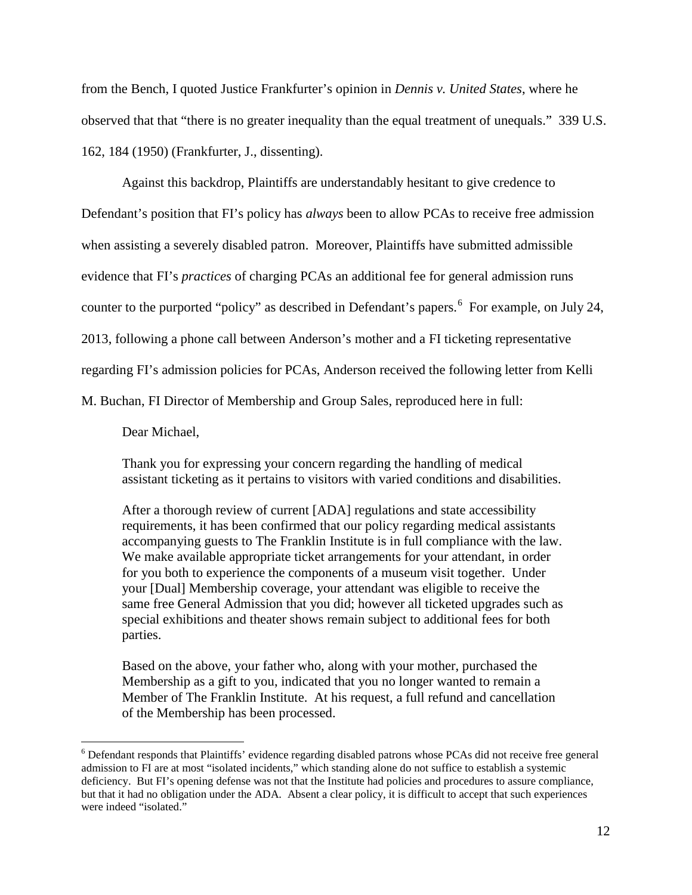from the Bench, I quoted Justice Frankfurter's opinion in *Dennis v. United States*, where he observed that that "there is no greater inequality than the equal treatment of unequals." 339 U.S. 162, 184 (1950) (Frankfurter, J., dissenting).

Against this backdrop, Plaintiffs are understandably hesitant to give credence to Defendant's position that FI's policy has *always* been to allow PCAs to receive free admission when assisting a severely disabled patron. Moreover, Plaintiffs have submitted admissible evidence that FI's *practices* of charging PCAs an additional fee for general admission runs counter to the purported "policy" as described in Defendant's papers.[6] For example, on July 24, 2013, following a phone call between Anderson's mother and a FI ticketing representative regarding FI's admission policies for PCAs, Anderson received the following letter from Kelli M. Buchan, FI Director of Membership and Group Sales, reproduced here in full:

> Dear Michael,
>
> Thank you for expressing your concern regarding the handling of medical assistant ticketing as it pertains to visitors with varied conditions and disabilities.
>
> After a thorough review of current [ADA] regulations and state accessibility requirements, it has been confirmed that our policy regarding medical assistants accompanying guests to The Franklin Institute is in full compliance with the law. We make available appropriate ticket arrangements for your attendant, in order for you both to experience the components of a museum visit together. Under your [Dual] Membership coverage, your attendant was eligible to receive the same free General Admission that you did; however all ticketed upgrades such as special exhibitions and theater shows remain subject to additional fees for both parties.
>
> Based on the above, your father who, along with your mother, purchased the Membership as a gift to you, indicated that you no longer wanted to remain a Member of The Franklin Institute. At his request, a full refund and cancellation of the Membership has been processed.

---

[6] Defendant responds that Plaintiffs' evidence regarding disabled patrons whose PCAs did not receive free general admission to FI are at most "isolated incidents," which standing alone do not suffice to establish a systemic deficiency. But FI's opening defense was not that the Institute had policies and procedures to assure compliance, but that it had no obligation under the ADA. Absent a clear policy, it is difficult to accept that such experiences were indeed "isolated."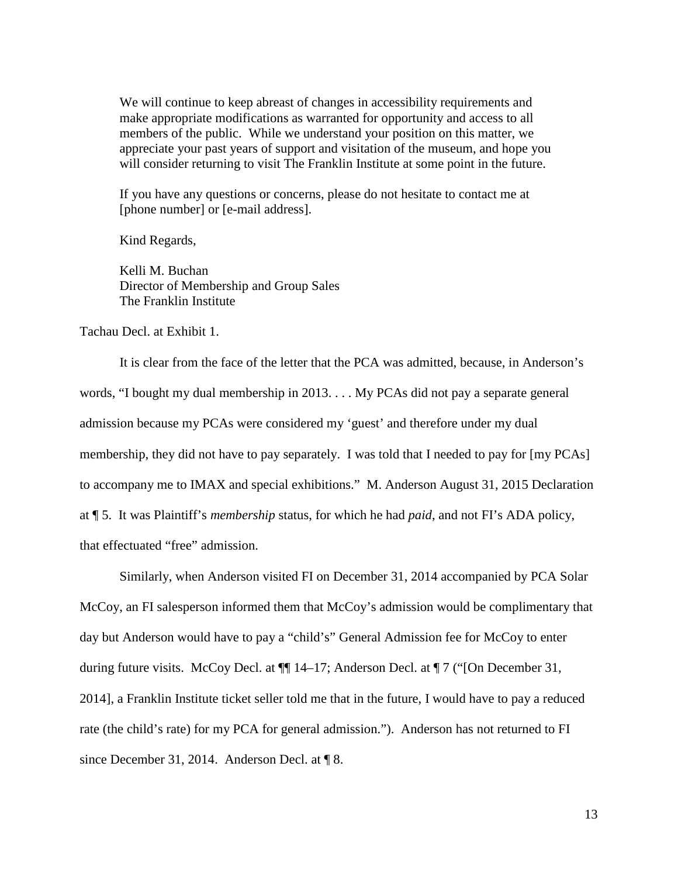> We will continue to keep abreast of changes in accessibility requirements and make appropriate modifications as warranted for opportunity and access to all members of the public. While we understand your position on this matter, we appreciate your past years of support and visitation of the museum, and hope you will consider returning to visit The Franklin Institute at some point in the future.
>
> If you have any questions or concerns, please do not hesitate to contact me at [phone number] or [e-mail address].
>
> Kind Regards,
>
> Kelli M. Buchan
> Director of Membership and Group Sales
> The Franklin Institute

Tachau Decl. at Exhibit 1.

It is clear from the face of the letter that the PCA was admitted, because, in Anderson's words, "I bought my dual membership in 2013. . . . My PCAs did not pay a separate general admission because my PCAs were considered my 'guest' and therefore under my dual membership, they did not have to pay separately. I was told that I needed to pay for [my PCAs] to accompany me to IMAX and special exhibitions." M. Anderson August 31, 2015 Declaration at ¶ 5. It was Plaintiff's *membership* status, for which he had *paid*, and not FI's ADA policy, that effectuated "free" admission.

Similarly, when Anderson visited FI on December 31, 2014 accompanied by PCA Solar McCoy, an FI salesperson informed them that McCoy's admission would be complimentary that day but Anderson would have to pay a "child's" General Admission fee for McCoy to enter during future visits. McCoy Decl. at ¶¶ 14–17; Anderson Decl. at ¶ 7 ("[On December 31, 2014], a Franklin Institute ticket seller told me that in the future, I would have to pay a reduced rate (the child's rate) for my PCA for general admission."). Anderson has not returned to FI since December 31, 2014. Anderson Decl. at ¶ 8.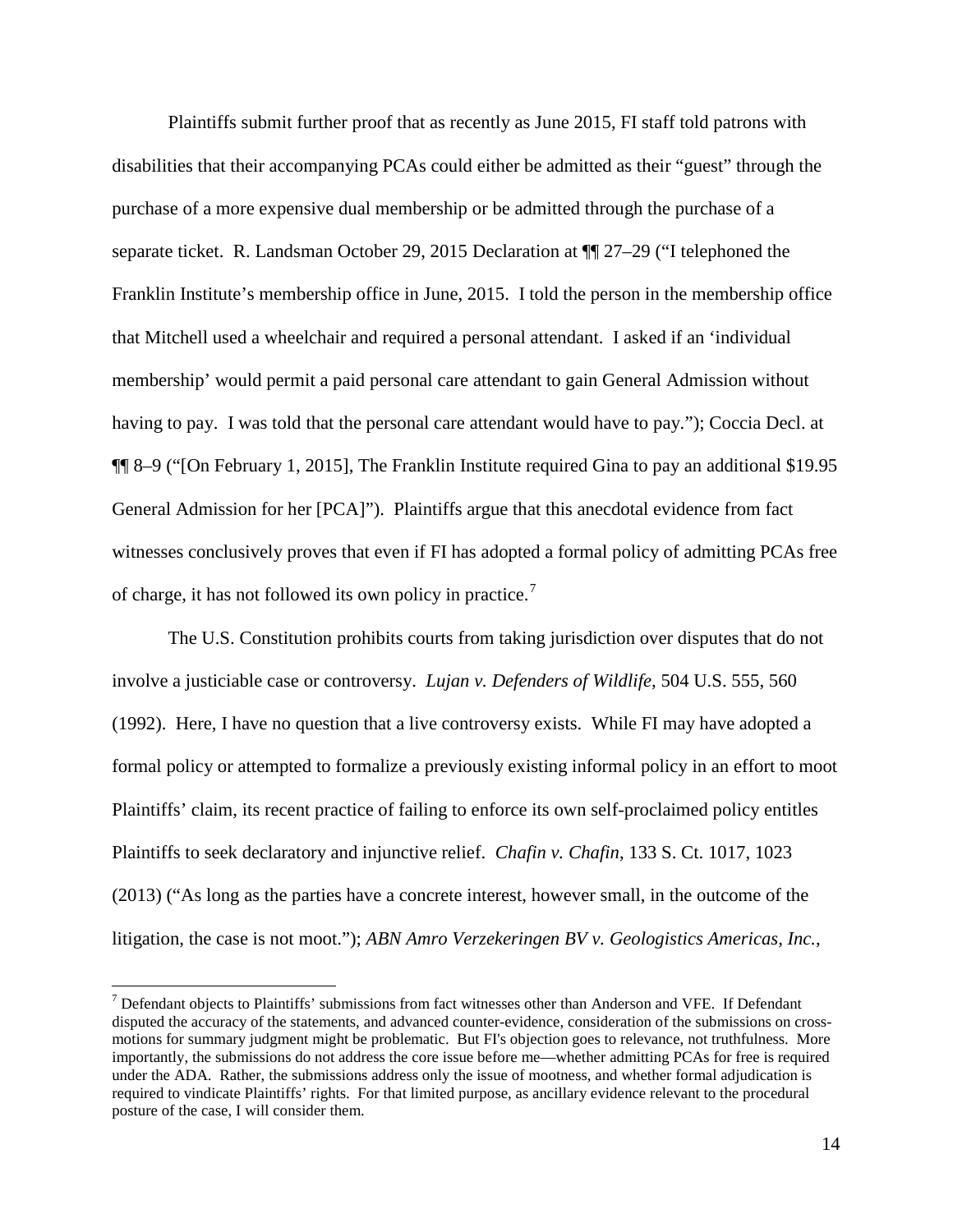Plaintiffs submit further proof that as recently as June 2015, FI staff told patrons with disabilities that their accompanying PCAs could either be admitted as their "guest" through the purchase of a more expensive dual membership or be admitted through the purchase of a separate ticket. R. Landsman October 29, 2015 Declaration at ¶¶ 27–29 ("I telephoned the Franklin Institute's membership office in June, 2015. I told the person in the membership office that Mitchell used a wheelchair and required a personal attendant. I asked if an 'individual membership' would permit a paid personal care attendant to gain General Admission without having to pay. I was told that the personal care attendant would have to pay."); Coccia Decl. at ¶¶ 8–9 ("[On February 1, 2015], The Franklin Institute required Gina to pay an additional $19.95 General Admission for her [PCA]"). Plaintiffs argue that this anecdotal evidence from fact witnesses conclusively proves that even if FI has adopted a formal policy of admitting PCAs free of charge, it has not followed its own policy in practice.[7]

The U.S. Constitution prohibits courts from taking jurisdiction over disputes that do not involve a justiciable case or controversy. *Lujan v. Defenders of Wildlife*, 504 U.S. 555, 560 (1992). Here, I have no question that a live controversy exists. While FI may have adopted a formal policy or attempted to formalize a previously existing informal policy in an effort to moot Plaintiffs' claim, its recent practice of failing to enforce its own self-proclaimed policy entitles Plaintiffs to seek declaratory and injunctive relief. *Chafin v. Chafin*, 133 S. Ct. 1017, 1023 (2013) ("As long as the parties have a concrete interest, however small, in the outcome of the litigation, the case is not moot."); *ABN Amro Verzekeringen BV v. Geologistics Americas, Inc.*,

[7] Defendant objects to Plaintiffs' submissions from fact witnesses other than Anderson and VFE. If Defendant disputed the accuracy of the statements, and advanced counter-evidence, consideration of the submissions on cross-motions for summary judgment might be problematic. But FI's objection goes to relevance, not truthfulness. More importantly, the submissions do not address the core issue before me—whether admitting PCAs for free is required under the ADA. Rather, the submissions address only the issue of mootness, and whether formal adjudication is required to vindicate Plaintiffs' rights. For that limited purpose, as ancillary evidence relevant to the procedural posture of the case, I will consider them.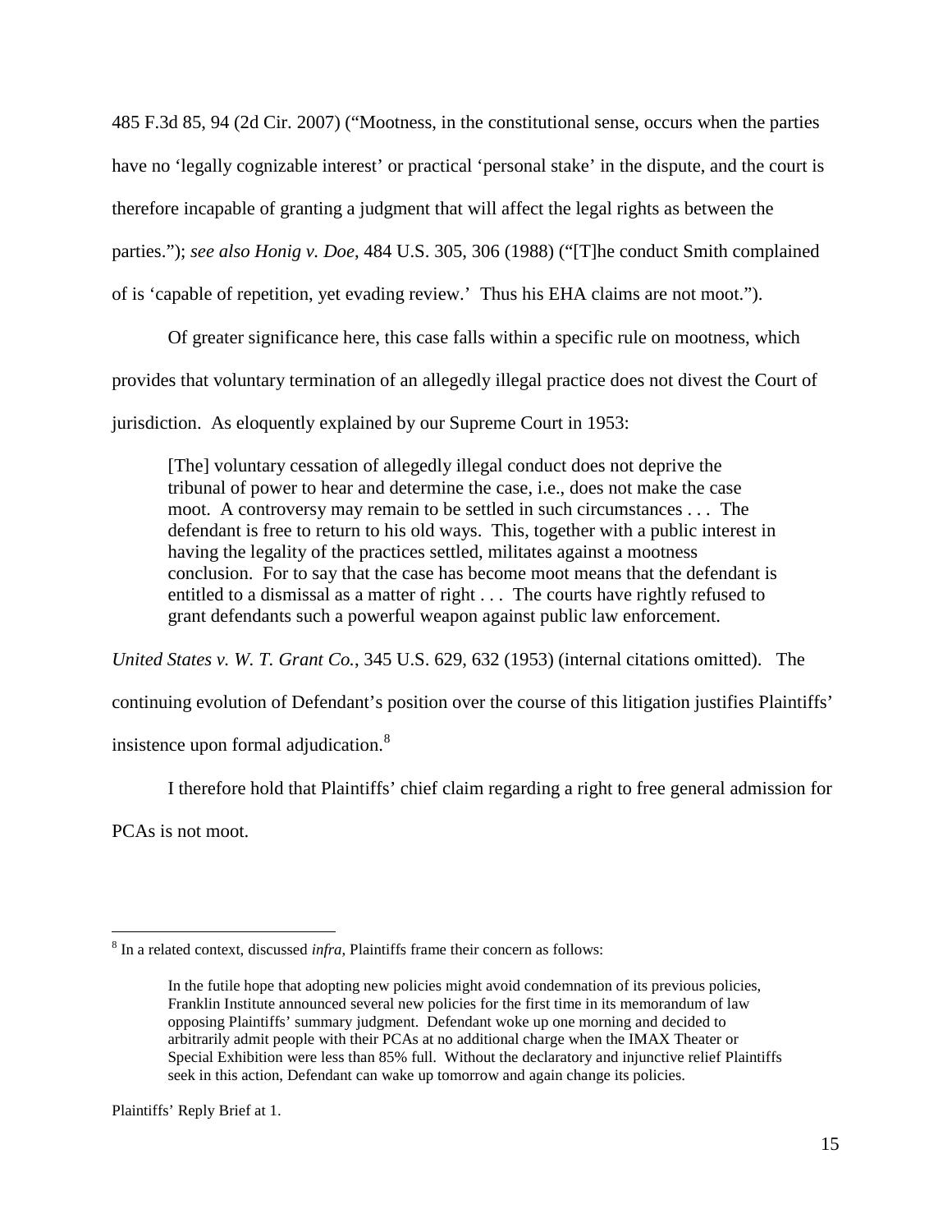485 F.3d 85, 94 (2d Cir. 2007) ("Mootness, in the constitutional sense, occurs when the parties have no 'legally cognizable interest' or practical 'personal stake' in the dispute, and the court is therefore incapable of granting a judgment that will affect the legal rights as between the parties."); *see also Honig v. Doe*, 484 U.S. 305, 306 (1988) ("[T]he conduct Smith complained of is 'capable of repetition, yet evading review.' Thus his EHA claims are not moot.").

Of greater significance here, this case falls within a specific rule on mootness, which provides that voluntary termination of an allegedly illegal practice does not divest the Court of jurisdiction. As eloquently explained by our Supreme Court in 1953:

> [The] voluntary cessation of allegedly illegal conduct does not deprive the tribunal of power to hear and determine the case, i.e., does not make the case moot. A controversy may remain to be settled in such circumstances . . . The defendant is free to return to his old ways. This, together with a public interest in having the legality of the practices settled, militates against a mootness conclusion. For to say that the case has become moot means that the defendant is entitled to a dismissal as a matter of right . . . The courts have rightly refused to grant defendants such a powerful weapon against public law enforcement.

*United States v. W. T. Grant Co.*, 345 U.S. 629, 632 (1953) (internal citations omitted). The continuing evolution of Defendant's position over the course of this litigation justifies Plaintiffs' insistence upon formal adjudication.[8]

I therefore hold that Plaintiffs' chief claim regarding a right to free general admission for PCAs is not moot.

---

[8] In a related context, discussed *infra*, Plaintiffs frame their concern as follows:

> In the futile hope that adopting new policies might avoid condemnation of its previous policies, Franklin Institute announced several new policies for the first time in its memorandum of law opposing Plaintiffs' summary judgment. Defendant woke up one morning and decided to arbitrarily admit people with their PCAs at no additional charge when the IMAX Theater or Special Exhibition were less than 85% full. Without the declaratory and injunctive relief Plaintiffs seek in this action, Defendant can wake up tomorrow and again change its policies.

Plaintiffs' Reply Brief at 1.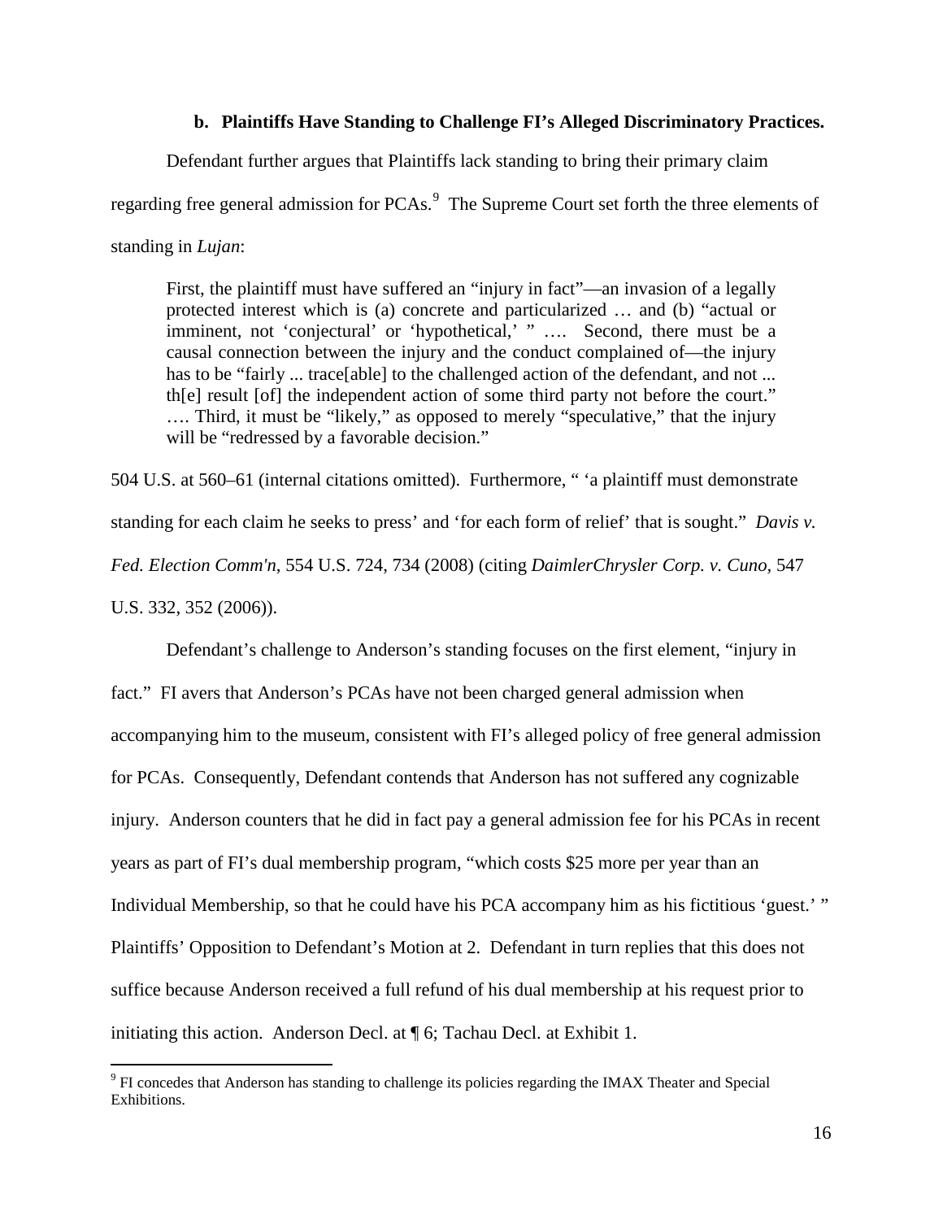### b. Plaintiffs Have Standing to Challenge FI's Alleged Discriminatory Practices.

Defendant further argues that Plaintiffs lack standing to bring their primary claim regarding free general admission for PCAs.[9] The Supreme Court set forth the three elements of standing in *Lujan*:

> First, the plaintiff must have suffered an "injury in fact"—an invasion of a legally protected interest which is (a) concrete and particularized … and (b) "actual or imminent, not 'conjectural' or 'hypothetical,' " …. Second, there must be a causal connection between the injury and the conduct complained of—the injury has to be "fairly ... trace[able] to the challenged action of the defendant, and not ... th[e] result [of] the independent action of some third party not before the court." …. Third, it must be "likely," as opposed to merely "speculative," that the injury will be "redressed by a favorable decision."

504 U.S. at 560–61 (internal citations omitted). Furthermore, " 'a plaintiff must demonstrate standing for each claim he seeks to press' and 'for each form of relief' that is sought." *Davis v. Fed. Election Comm'n*, 554 U.S. 724, 734 (2008) (citing *DaimlerChrysler Corp. v. Cuno*, 547 U.S. 332, 352 (2006)).

Defendant's challenge to Anderson's standing focuses on the first element, "injury in fact." FI avers that Anderson's PCAs have not been charged general admission when accompanying him to the museum, consistent with FI's alleged policy of free general admission for PCAs. Consequently, Defendant contends that Anderson has not suffered any cognizable injury. Anderson counters that he did in fact pay a general admission fee for his PCAs in recent years as part of FI's dual membership program, "which costs $25 more per year than an Individual Membership, so that he could have his PCA accompany him as his fictitious 'guest.' " Plaintiffs' Opposition to Defendant's Motion at 2. Defendant in turn replies that this does not suffice because Anderson received a full refund of his dual membership at his request prior to initiating this action. Anderson Decl. at ¶ 6; Tachau Decl. at Exhibit 1.

---

[9] FI concedes that Anderson has standing to challenge its policies regarding the IMAX Theater and Special Exhibitions.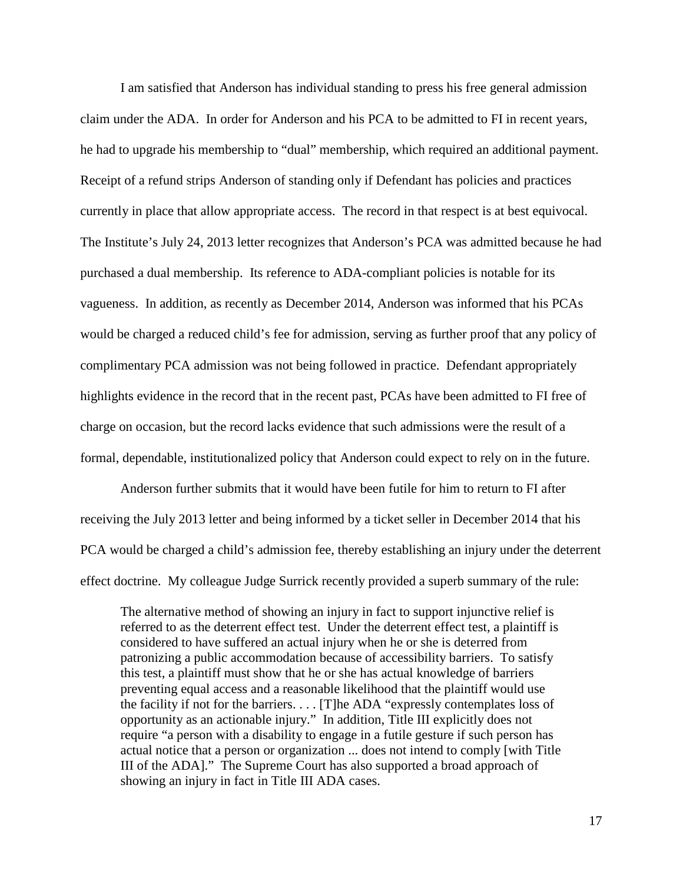I am satisfied that Anderson has individual standing to press his free general admission claim under the ADA. In order for Anderson and his PCA to be admitted to FI in recent years, he had to upgrade his membership to "dual" membership, which required an additional payment. Receipt of a refund strips Anderson of standing only if Defendant has policies and practices currently in place that allow appropriate access. The record in that respect is at best equivocal. The Institute's July 24, 2013 letter recognizes that Anderson's PCA was admitted because he had purchased a dual membership. Its reference to ADA-compliant policies is notable for its vagueness. In addition, as recently as December 2014, Anderson was informed that his PCAs would be charged a reduced child's fee for admission, serving as further proof that any policy of complimentary PCA admission was not being followed in practice. Defendant appropriately highlights evidence in the record that in the recent past, PCAs have been admitted to FI free of charge on occasion, but the record lacks evidence that such admissions were the result of a formal, dependable, institutionalized policy that Anderson could expect to rely on in the future.

Anderson further submits that it would have been futile for him to return to FI after receiving the July 2013 letter and being informed by a ticket seller in December 2014 that his PCA would be charged a child's admission fee, thereby establishing an injury under the deterrent effect doctrine. My colleague Judge Surrick recently provided a superb summary of the rule:

> The alternative method of showing an injury in fact to support injunctive relief is referred to as the deterrent effect test. Under the deterrent effect test, a plaintiff is considered to have suffered an actual injury when he or she is deterred from patronizing a public accommodation because of accessibility barriers. To satisfy this test, a plaintiff must show that he or she has actual knowledge of barriers preventing equal access and a reasonable likelihood that the plaintiff would use the facility if not for the barriers. . . . [T]he ADA "expressly contemplates loss of opportunity as an actionable injury." In addition, Title III explicitly does not require "a person with a disability to engage in a futile gesture if such person has actual notice that a person or organization ... does not intend to comply [with Title III of the ADA]." The Supreme Court has also supported a broad approach of showing an injury in fact in Title III ADA cases.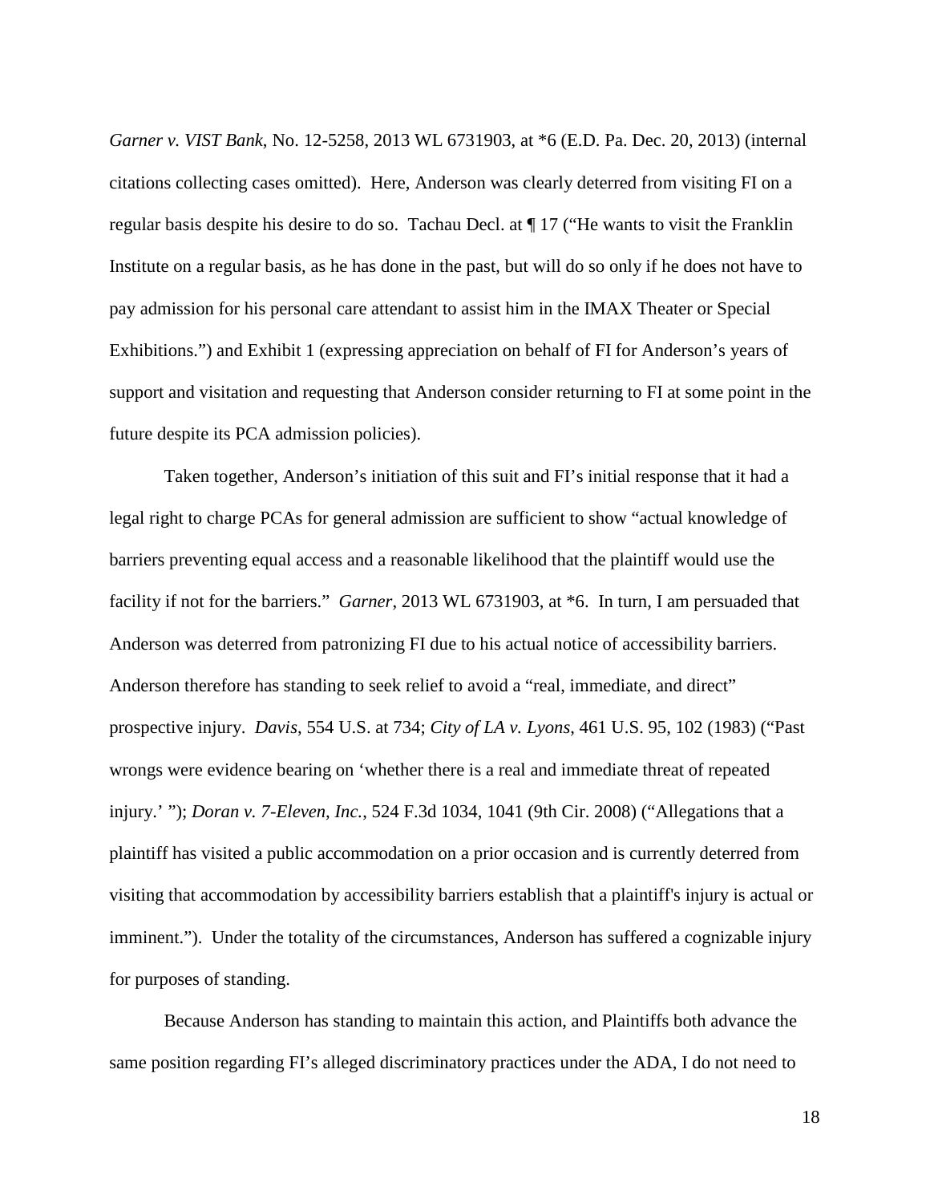*Garner v. VIST Bank*, No. 12-5258, 2013 WL 6731903, at *6 (E.D. Pa. Dec. 20, 2013) (internal citations collecting cases omitted). Here, Anderson was clearly deterred from visiting FI on a regular basis despite his desire to do so. Tachau Decl. at ¶ 17 ("He wants to visit the Franklin Institute on a regular basis, as he has done in the past, but will do so only if he does not have to pay admission for his personal care attendant to assist him in the IMAX Theater or Special Exhibitions.") and Exhibit 1 (expressing appreciation on behalf of FI for Anderson's years of support and visitation and requesting that Anderson consider returning to FI at some point in the future despite its PCA admission policies).

Taken together, Anderson's initiation of this suit and FI's initial response that it had a legal right to charge PCAs for general admission are sufficient to show "actual knowledge of barriers preventing equal access and a reasonable likelihood that the plaintiff would use the facility if not for the barriers." *Garner*, 2013 WL 6731903, at *6. In turn, I am persuaded that Anderson was deterred from patronizing FI due to his actual notice of accessibility barriers. Anderson therefore has standing to seek relief to avoid a "real, immediate, and direct" prospective injury. *Davis*, 554 U.S. at 734; *City of LA v. Lyons*, 461 U.S. 95, 102 (1983) ("Past wrongs were evidence bearing on 'whether there is a real and immediate threat of repeated injury.' "); *Doran v. 7-Eleven, Inc.*, 524 F.3d 1034, 1041 (9th Cir. 2008) ("Allegations that a plaintiff has visited a public accommodation on a prior occasion and is currently deterred from visiting that accommodation by accessibility barriers establish that a plaintiff's injury is actual or imminent."). Under the totality of the circumstances, Anderson has suffered a cognizable injury for purposes of standing.

Because Anderson has standing to maintain this action, and Plaintiffs both advance the same position regarding FI's alleged discriminatory practices under the ADA, I do not need to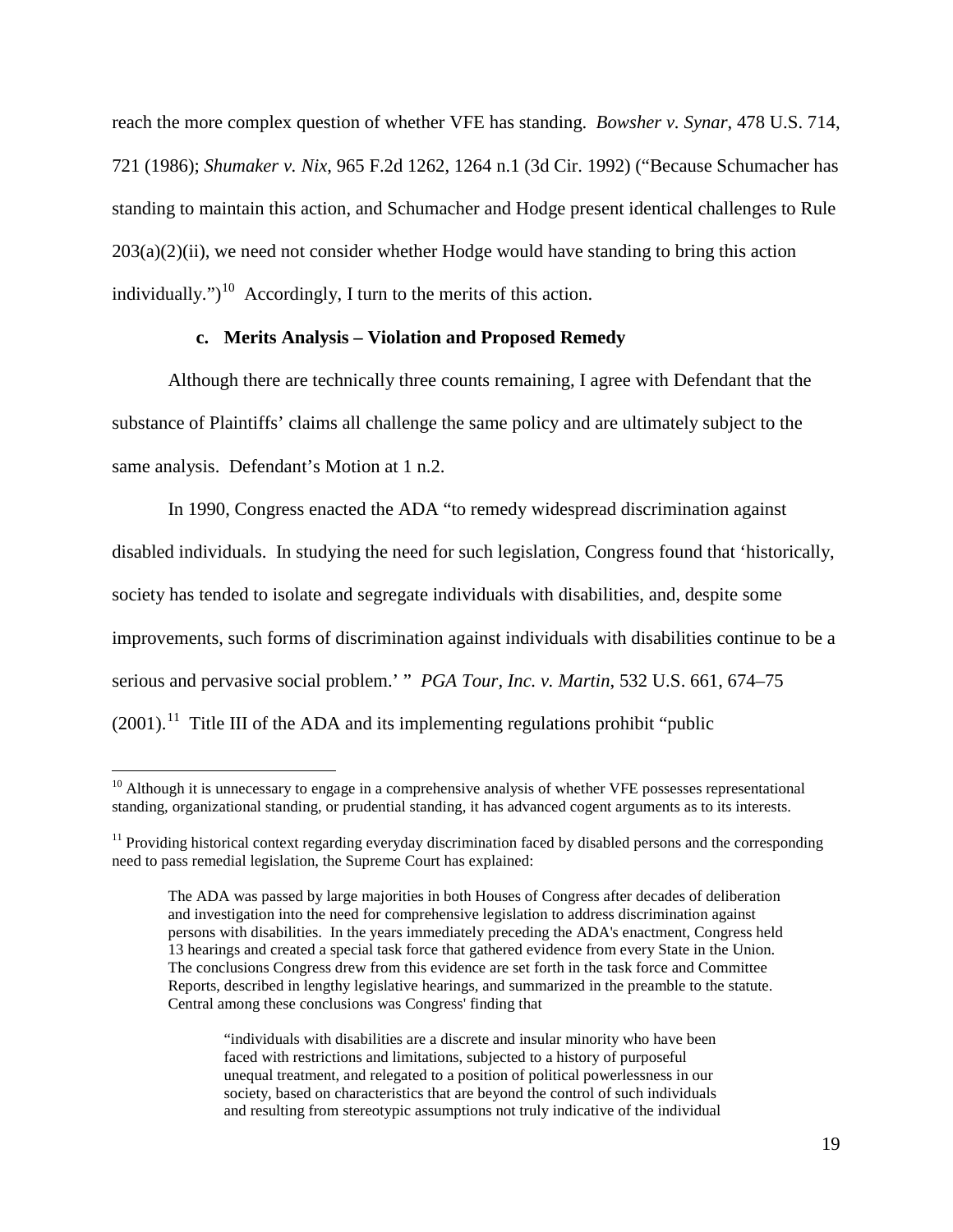reach the more complex question of whether VFE has standing. *Bowsher v. Synar*, 478 U.S. 714, 721 (1986); *Shumaker v. Nix*, 965 F.2d 1262, 1264 n.1 (3d Cir. 1992) ("Because Schumacher has standing to maintain this action, and Schumacher and Hodge present identical challenges to Rule 203(a)(2)(ii), we need not consider whether Hodge would have standing to bring this action individually.")[10] Accordingly, I turn to the merits of this action.

### c. Merits Analysis – Violation and Proposed Remedy

Although there are technically three counts remaining, I agree with Defendant that the substance of Plaintiffs' claims all challenge the same policy and are ultimately subject to the same analysis. Defendant's Motion at 1 n.2.

In 1990, Congress enacted the ADA "to remedy widespread discrimination against disabled individuals. In studying the need for such legislation, Congress found that 'historically, society has tended to isolate and segregate individuals with disabilities, and, despite some improvements, such forms of discrimination against individuals with disabilities continue to be a serious and pervasive social problem.' " *PGA Tour, Inc. v. Martin*, 532 U.S. 661, 674–75 (2001).[11] Title III of the ADA and its implementing regulations prohibit "public

---

[10] Although it is unnecessary to engage in a comprehensive analysis of whether VFE possesses representational standing, organizational standing, or prudential standing, it has advanced cogent arguments as to its interests.

[11] Providing historical context regarding everyday discrimination faced by disabled persons and the corresponding need to pass remedial legislation, the Supreme Court has explained:

> The ADA was passed by large majorities in both Houses of Congress after decades of deliberation and investigation into the need for comprehensive legislation to address discrimination against persons with disabilities. In the years immediately preceding the ADA's enactment, Congress held 13 hearings and created a special task force that gathered evidence from every State in the Union. The conclusions Congress drew from this evidence are set forth in the task force and Committee Reports, described in lengthy legislative hearings, and summarized in the preamble to the statute. Central among these conclusions was Congress' finding that
>
> > "individuals with disabilities are a discrete and insular minority who have been faced with restrictions and limitations, subjected to a history of purposeful unequal treatment, and relegated to a position of political powerlessness in our society, based on characteristics that are beyond the control of such individuals and resulting from stereotypic assumptions not truly indicative of the individual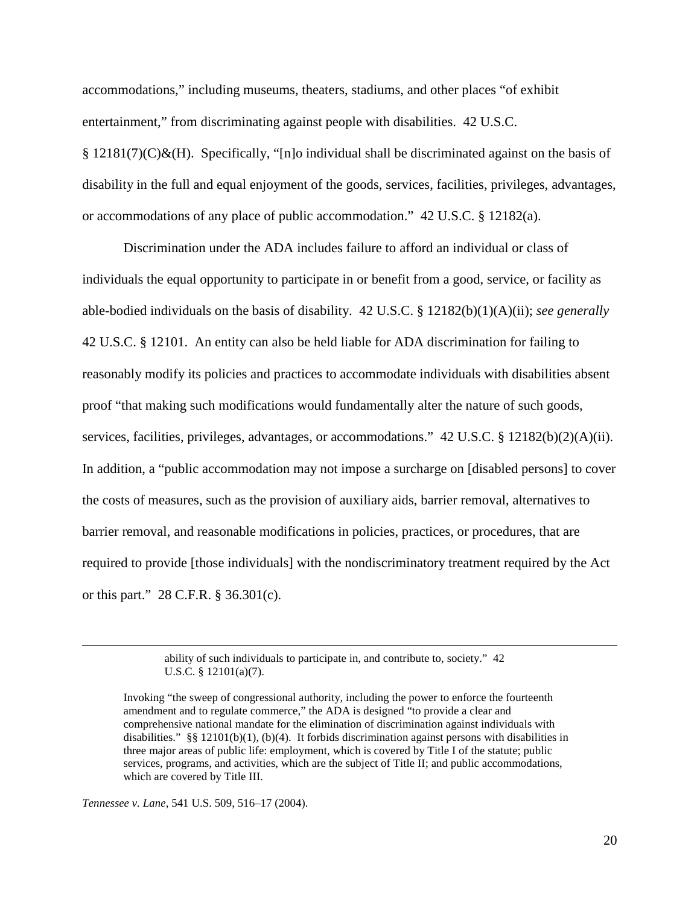accommodations," including museums, theaters, stadiums, and other places "of exhibit entertainment," from discriminating against people with disabilities. 42 U.S.C. § 12181(7)(C)&(H). Specifically, "[n]o individual shall be discriminated against on the basis of disability in the full and equal enjoyment of the goods, services, facilities, privileges, advantages, or accommodations of any place of public accommodation." 42 U.S.C. § 12182(a).

Discrimination under the ADA includes failure to afford an individual or class of individuals the equal opportunity to participate in or benefit from a good, service, or facility as able-bodied individuals on the basis of disability. 42 U.S.C. § 12182(b)(1)(A)(ii); *see generally* 42 U.S.C. § 12101. An entity can also be held liable for ADA discrimination for failing to reasonably modify its policies and practices to accommodate individuals with disabilities absent proof "that making such modifications would fundamentally alter the nature of such goods, services, facilities, privileges, advantages, or accommodations." 42 U.S.C. § 12182(b)(2)(A)(ii). In addition, a "public accommodation may not impose a surcharge on [disabled persons] to cover the costs of measures, such as the provision of auxiliary aids, barrier removal, alternatives to barrier removal, and reasonable modifications in policies, practices, or procedures, that are required to provide [those individuals] with the nondiscriminatory treatment required by the Act or this part." 28 C.F.R. § 36.301(c).

---

> > ability of such individuals to participate in, and contribute to, society." 42 U.S.C. § 12101(a)(7).
>
> Invoking "the sweep of congressional authority, including the power to enforce the fourteenth amendment and to regulate commerce," the ADA is designed "to provide a clear and comprehensive national mandate for the elimination of discrimination against individuals with disabilities." §§ 12101(b)(1), (b)(4). It forbids discrimination against persons with disabilities in three major areas of public life: employment, which is covered by Title I of the statute; public services, programs, and activities, which are the subject of Title II; and public accommodations, which are covered by Title III.

*Tennessee v. Lane*, 541 U.S. 509, 516–17 (2004).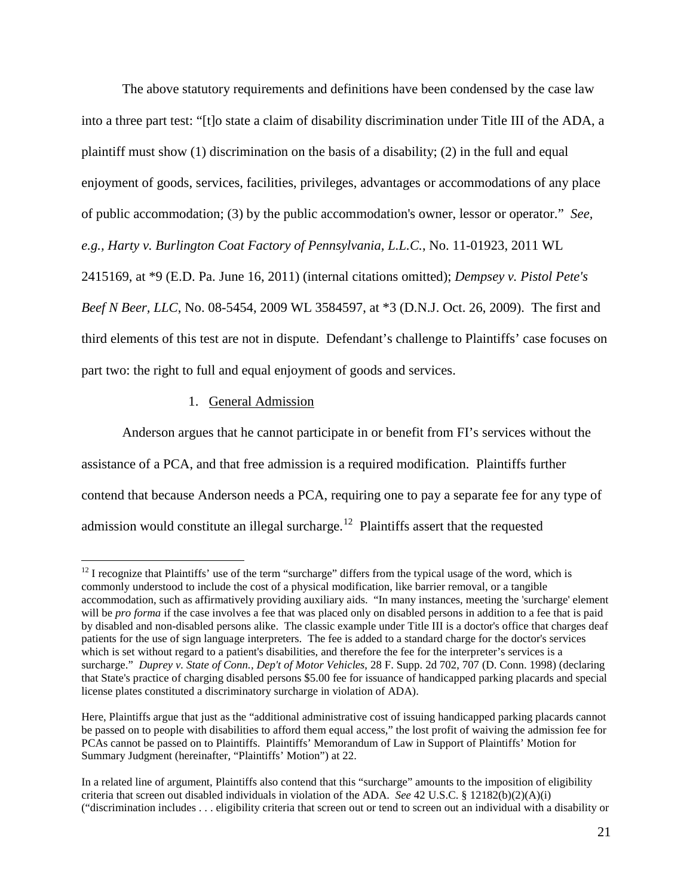The above statutory requirements and definitions have been condensed by the case law into a three part test: "[t]o state a claim of disability discrimination under Title III of the ADA, a plaintiff must show (1) discrimination on the basis of a disability; (2) in the full and equal enjoyment of goods, services, facilities, privileges, advantages or accommodations of any place of public accommodation; (3) by the public accommodation's owner, lessor or operator." *See, e.g.*, *Harty v. Burlington Coat Factory of Pennsylvania, L.L.C.*, No. 11-01923, 2011 WL 2415169, at *9 (E.D. Pa. June 16, 2011) (internal citations omitted); *Dempsey v. Pistol Pete's Beef N Beer, LLC*, No. 08-5454, 2009 WL 3584597, at *3 (D.N.J. Oct. 26, 2009). The first and third elements of this test are not in dispute. Defendant's challenge to Plaintiffs' case focuses on part two: the right to full and equal enjoyment of goods and services.

1. General Admission

Anderson argues that he cannot participate in or benefit from FI's services without the assistance of a PCA, and that free admission is a required modification. Plaintiffs further contend that because Anderson needs a PCA, requiring one to pay a separate fee for any type of admission would constitute an illegal surcharge.[12] Plaintiffs assert that the requested

[12] I recognize that Plaintiffs' use of the term "surcharge" differs from the typical usage of the word, which is commonly understood to include the cost of a physical modification, like barrier removal, or a tangible accommodation, such as affirmatively providing auxiliary aids. "In many instances, meeting the 'surcharge' element will be *pro forma* if the case involves a fee that was placed only on disabled persons in addition to a fee that is paid by disabled and non-disabled persons alike. The classic example under Title III is a doctor's office that charges deaf patients for the use of sign language interpreters. The fee is added to a standard charge for the doctor's services which is set without regard to a patient's disabilities, and therefore the fee for the interpreter's services is a surcharge." *Duprey v. State of Conn., Dep't of Motor Vehicles*, 28 F. Supp. 2d 702, 707 (D. Conn. 1998) (declaring that State's practice of charging disabled persons $5.00 fee for issuance of handicapped parking placards and special license plates constituted a discriminatory surcharge in violation of ADA).

Here, Plaintiffs argue that just as the "additional administrative cost of issuing handicapped parking placards cannot be passed on to people with disabilities to afford them equal access," the lost profit of waiving the admission fee for PCAs cannot be passed on to Plaintiffs. Plaintiffs' Memorandum of Law in Support of Plaintiffs' Motion for Summary Judgment (hereinafter, "Plaintiffs' Motion") at 22.

In a related line of argument, Plaintiffs also contend that this "surcharge" amounts to the imposition of eligibility criteria that screen out disabled individuals in violation of the ADA. *See* 42 U.S.C. § 12182(b)(2)(A)(i) ("discrimination includes . . . eligibility criteria that screen out or tend to screen out an individual with a disability or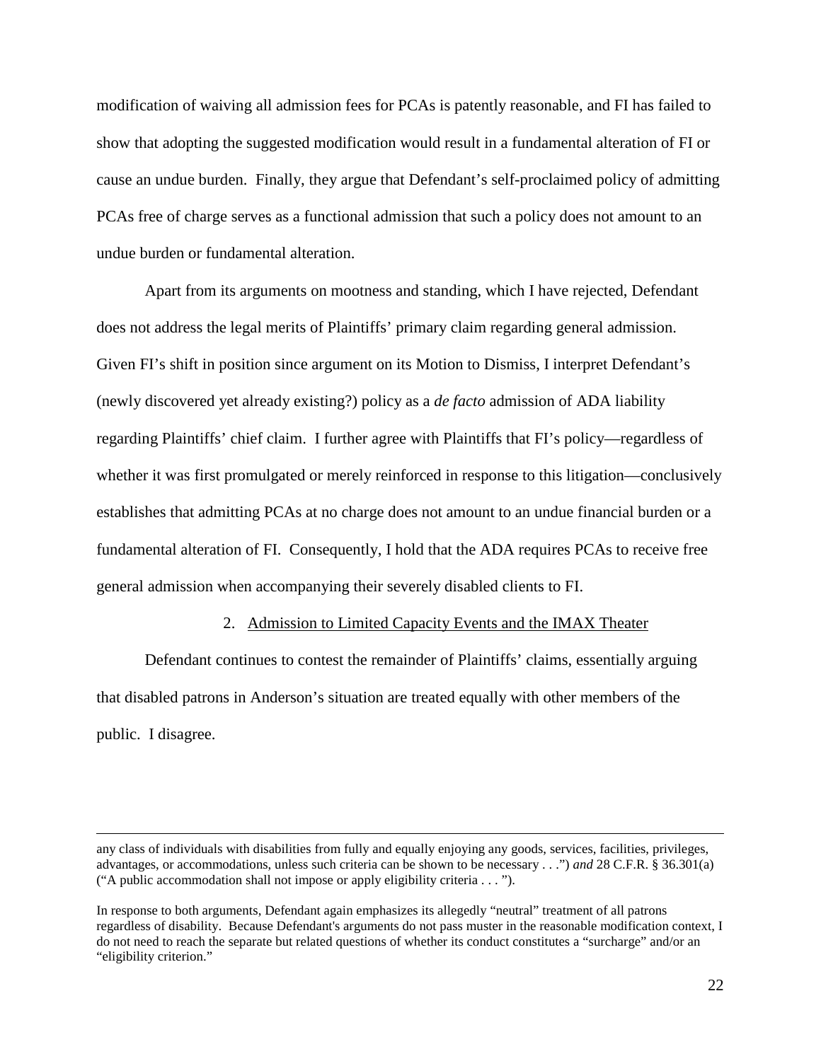modification of waiving all admission fees for PCAs is patently reasonable, and FI has failed to show that adopting the suggested modification would result in a fundamental alteration of FI or cause an undue burden. Finally, they argue that Defendant's self-proclaimed policy of admitting PCAs free of charge serves as a functional admission that such a policy does not amount to an undue burden or fundamental alteration.

Apart from its arguments on mootness and standing, which I have rejected, Defendant does not address the legal merits of Plaintiffs' primary claim regarding general admission. Given FI's shift in position since argument on its Motion to Dismiss, I interpret Defendant's (newly discovered yet already existing?) policy as a *de facto* admission of ADA liability regarding Plaintiffs' chief claim. I further agree with Plaintiffs that FI's policy—regardless of whether it was first promulgated or merely reinforced in response to this litigation—conclusively establishes that admitting PCAs at no charge does not amount to an undue financial burden or a fundamental alteration of FI. Consequently, I hold that the ADA requires PCAs to receive free general admission when accompanying their severely disabled clients to FI.

2. Admission to Limited Capacity Events and the IMAX Theater

Defendant continues to contest the remainder of Plaintiffs' claims, essentially arguing that disabled patrons in Anderson's situation are treated equally with other members of the public. I disagree.

---

any class of individuals with disabilities from fully and equally enjoying any goods, services, facilities, privileges, advantages, or accommodations, unless such criteria can be shown to be necessary . . .") *and* 28 C.F.R. § 36.301(a) ("A public accommodation shall not impose or apply eligibility criteria . . . ").

In response to both arguments, Defendant again emphasizes its allegedly "neutral" treatment of all patrons regardless of disability. Because Defendant's arguments do not pass muster in the reasonable modification context, I do not need to reach the separate but related questions of whether its conduct constitutes a "surcharge" and/or an "eligibility criterion."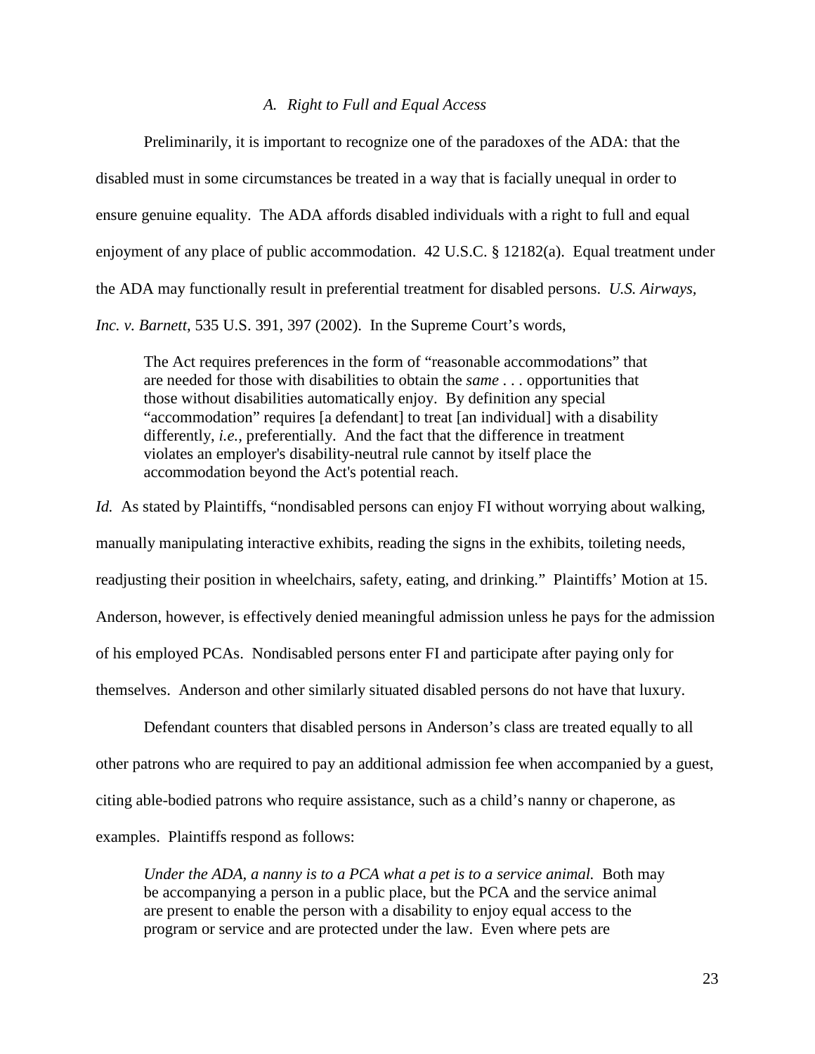### *A. Right to Full and Equal Access*

Preliminarily, it is important to recognize one of the paradoxes of the ADA: that the disabled must in some circumstances be treated in a way that is facially unequal in order to ensure genuine equality. The ADA affords disabled individuals with a right to full and equal enjoyment of any place of public accommodation. 42 U.S.C. § 12182(a). Equal treatment under the ADA may functionally result in preferential treatment for disabled persons. *U.S. Airways, Inc. v. Barnett*, 535 U.S. 391, 397 (2002). In the Supreme Court's words,

> The Act requires preferences in the form of "reasonable accommodations" that are needed for those with disabilities to obtain the *same* . . . opportunities that those without disabilities automatically enjoy. By definition any special "accommodation" requires [a defendant] to treat [an individual] with a disability differently, *i.e.*, preferentially. And the fact that the difference in treatment violates an employer's disability-neutral rule cannot by itself place the accommodation beyond the Act's potential reach.

*Id.* As stated by Plaintiffs, "nondisabled persons can enjoy FI without worrying about walking, manually manipulating interactive exhibits, reading the signs in the exhibits, toileting needs, readjusting their position in wheelchairs, safety, eating, and drinking." Plaintiffs' Motion at 15. Anderson, however, is effectively denied meaningful admission unless he pays for the admission of his employed PCAs. Nondisabled persons enter FI and participate after paying only for themselves. Anderson and other similarly situated disabled persons do not have that luxury.

Defendant counters that disabled persons in Anderson's class are treated equally to all other patrons who are required to pay an additional admission fee when accompanied by a guest, citing able-bodied patrons who require assistance, such as a child's nanny or chaperone, as examples. Plaintiffs respond as follows:

> *Under the ADA, a nanny is to a PCA what a pet is to a service animal.* Both may be accompanying a person in a public place, but the PCA and the service animal are present to enable the person with a disability to enjoy equal access to the program or service and are protected under the law. Even where pets are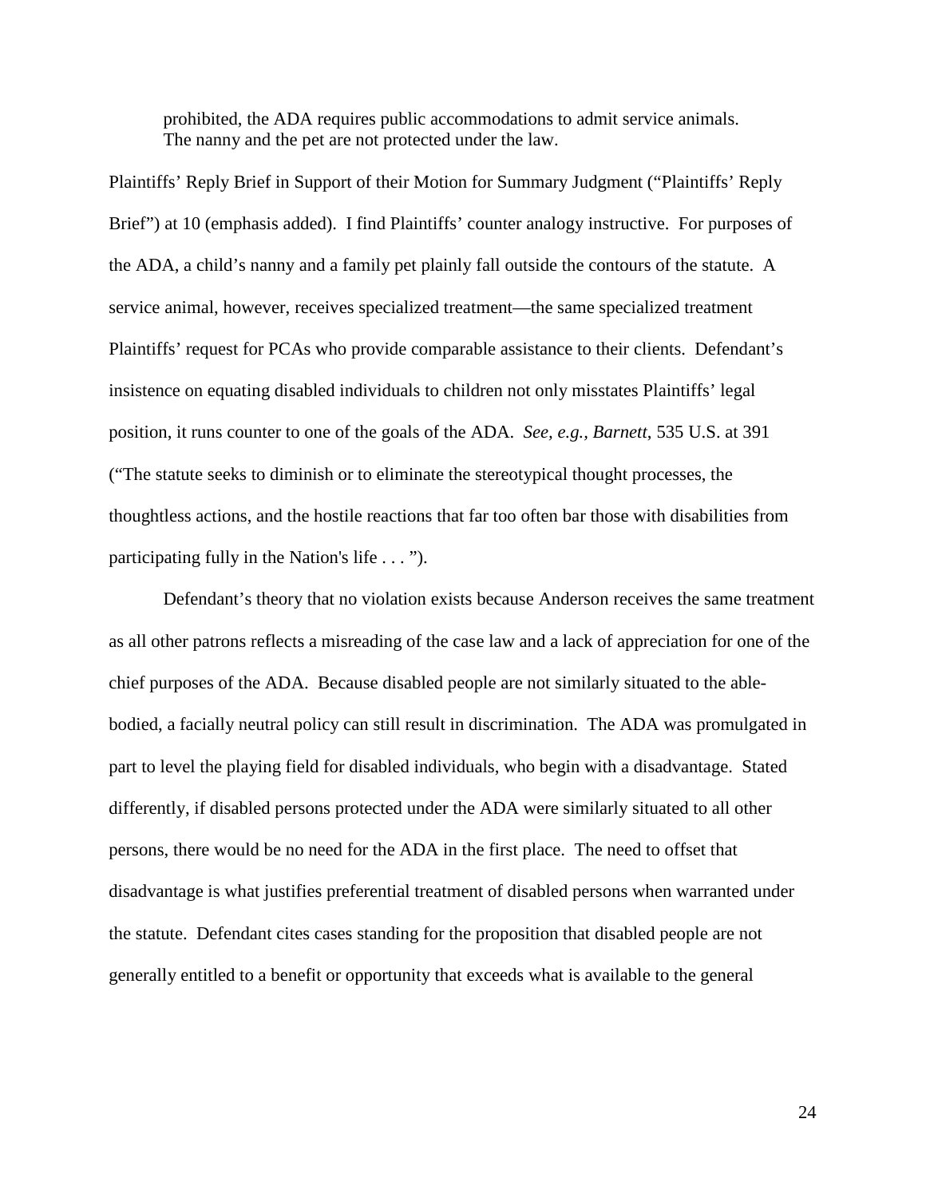> prohibited, the ADA requires public accommodations to admit service animals. The nanny and the pet are not protected under the law.

Plaintiffs' Reply Brief in Support of their Motion for Summary Judgment ("Plaintiffs' Reply Brief") at 10 (emphasis added). I find Plaintiffs' counter analogy instructive. For purposes of the ADA, a child's nanny and a family pet plainly fall outside the contours of the statute. A service animal, however, receives specialized treatment—the same specialized treatment Plaintiffs' request for PCAs who provide comparable assistance to their clients. Defendant's insistence on equating disabled individuals to children not only misstates Plaintiffs' legal position, it runs counter to one of the goals of the ADA. *See, e.g., Barnett*, 535 U.S. at 391 ("The statute seeks to diminish or to eliminate the stereotypical thought processes, the thoughtless actions, and the hostile reactions that far too often bar those with disabilities from participating fully in the Nation's life . . . ").

Defendant's theory that no violation exists because Anderson receives the same treatment as all other patrons reflects a misreading of the case law and a lack of appreciation for one of the chief purposes of the ADA. Because disabled people are not similarly situated to the able-bodied, a facially neutral policy can still result in discrimination. The ADA was promulgated in part to level the playing field for disabled individuals, who begin with a disadvantage. Stated differently, if disabled persons protected under the ADA were similarly situated to all other persons, there would be no need for the ADA in the first place. The need to offset that disadvantage is what justifies preferential treatment of disabled persons when warranted under the statute. Defendant cites cases standing for the proposition that disabled people are not generally entitled to a benefit or opportunity that exceeds what is available to the general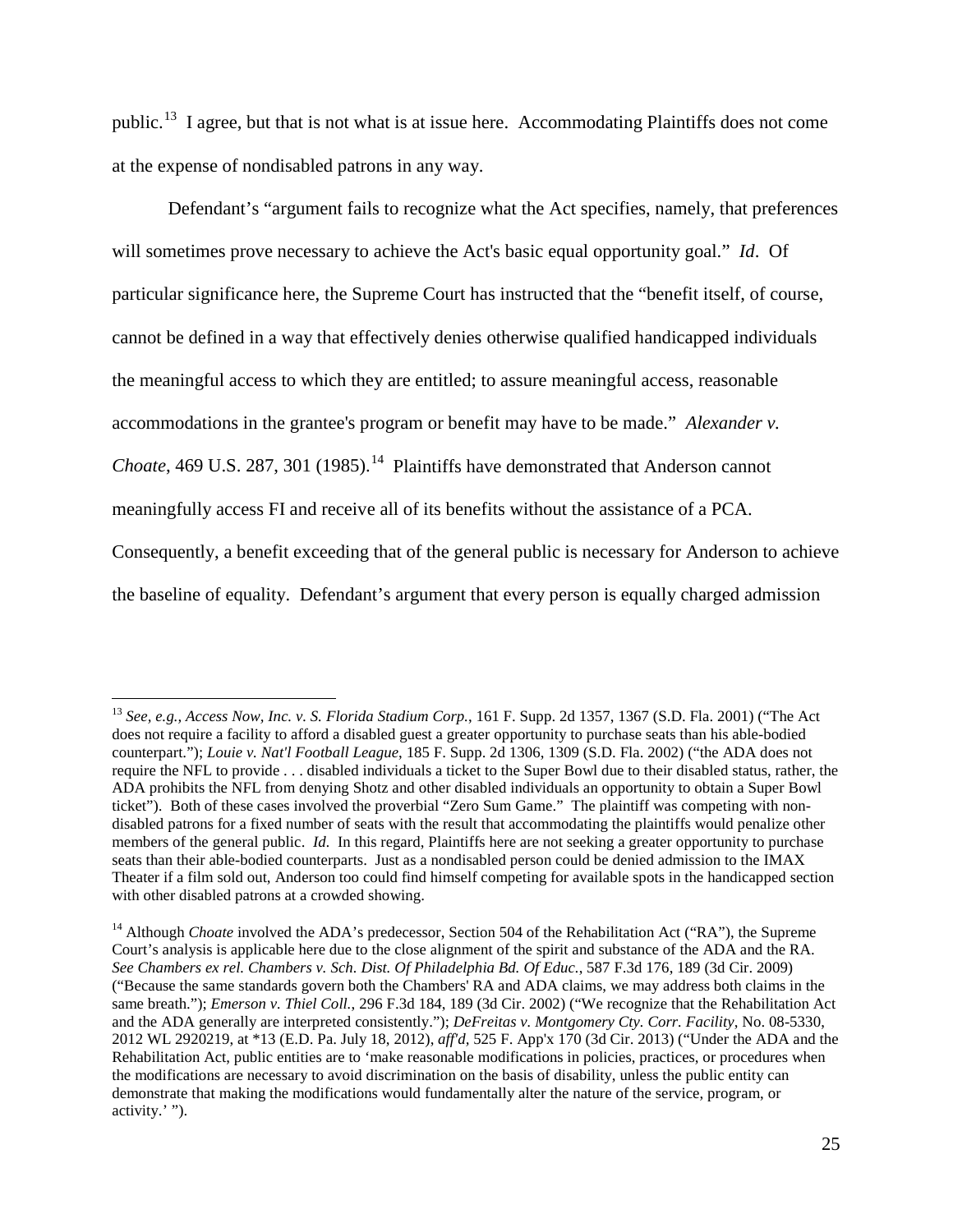public.[13] I agree, but that is not what is at issue here. Accommodating Plaintiffs does not come at the expense of nondisabled patrons in any way.

Defendant's "argument fails to recognize what the Act specifies, namely, that preferences will sometimes prove necessary to achieve the Act's basic equal opportunity goal." *Id*. Of particular significance here, the Supreme Court has instructed that the "benefit itself, of course, cannot be defined in a way that effectively denies otherwise qualified handicapped individuals the meaningful access to which they are entitled; to assure meaningful access, reasonable accommodations in the grantee's program or benefit may have to be made." *Alexander v. Choate*, 469 U.S. 287, 301 (1985).[14] Plaintiffs have demonstrated that Anderson cannot meaningfully access FI and receive all of its benefits without the assistance of a PCA. Consequently, a benefit exceeding that of the general public is necessary for Anderson to achieve the baseline of equality. Defendant's argument that every person is equally charged admission

---

[13] *See, e.g., Access Now, Inc. v. S. Florida Stadium Corp.*, 161 F. Supp. 2d 1357, 1367 (S.D. Fla. 2001) ("The Act does not require a facility to afford a disabled guest a greater opportunity to purchase seats than his able-bodied counterpart."); *Louie v. Nat'l Football League*, 185 F. Supp. 2d 1306, 1309 (S.D. Fla. 2002) ("the ADA does not require the NFL to provide . . . disabled individuals a ticket to the Super Bowl due to their disabled status, rather, the ADA prohibits the NFL from denying Shotz and other disabled individuals an opportunity to obtain a Super Bowl ticket"). Both of these cases involved the proverbial "Zero Sum Game." The plaintiff was competing with non-disabled patrons for a fixed number of seats with the result that accommodating the plaintiffs would penalize other members of the general public. *Id.* In this regard, Plaintiffs here are not seeking a greater opportunity to purchase seats than their able-bodied counterparts. Just as a nondisabled person could be denied admission to the IMAX Theater if a film sold out, Anderson too could find himself competing for available spots in the handicapped section with other disabled patrons at a crowded showing.

[14] Although *Choate* involved the ADA's predecessor, Section 504 of the Rehabilitation Act ("RA"), the Supreme Court's analysis is applicable here due to the close alignment of the spirit and substance of the ADA and the RA. *See Chambers ex rel. Chambers v. Sch. Dist. Of Philadelphia Bd. Of Educ.*, 587 F.3d 176, 189 (3d Cir. 2009) ("Because the same standards govern both the Chambers' RA and ADA claims, we may address both claims in the same breath."); *Emerson v. Thiel Coll.*, 296 F.3d 184, 189 (3d Cir. 2002) ("We recognize that the Rehabilitation Act and the ADA generally are interpreted consistently."); *DeFreitas v. Montgomery Cty. Corr. Facility*, No. 08-5330, 2012 WL 2920219, at *13 (E.D. Pa. July 18, 2012), *aff'd*, 525 F. App'x 170 (3d Cir. 2013) ("Under the ADA and the Rehabilitation Act, public entities are to 'make reasonable modifications in policies, practices, or procedures when the modifications are necessary to avoid discrimination on the basis of disability, unless the public entity can demonstrate that making the modifications would fundamentally alter the nature of the service, program, or activity.' ").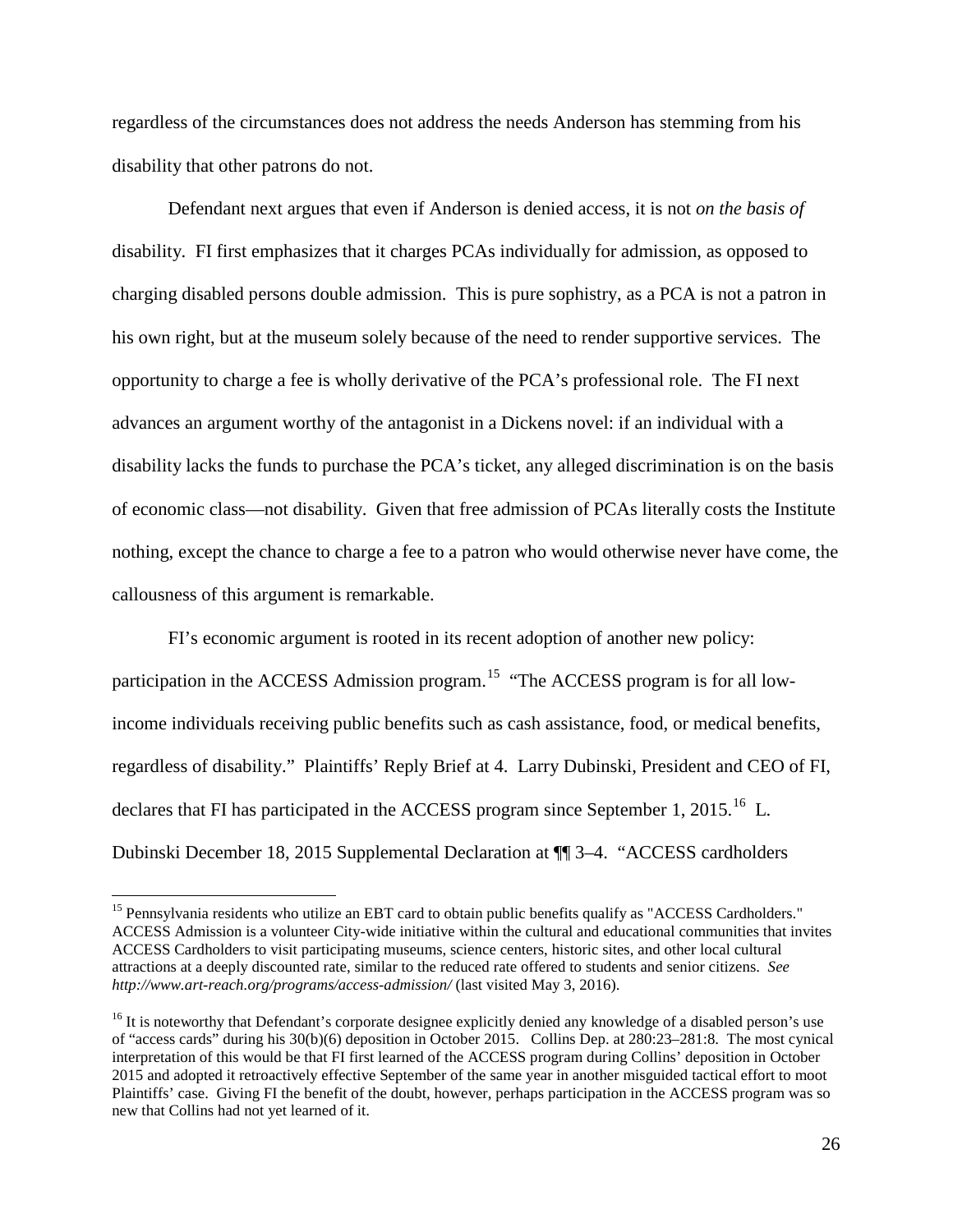regardless of the circumstances does not address the needs Anderson has stemming from his disability that other patrons do not.

Defendant next argues that even if Anderson is denied access, it is not *on the basis of* disability. FI first emphasizes that it charges PCAs individually for admission, as opposed to charging disabled persons double admission. This is pure sophistry, as a PCA is not a patron in his own right, but at the museum solely because of the need to render supportive services. The opportunity to charge a fee is wholly derivative of the PCA's professional role. The FI next advances an argument worthy of the antagonist in a Dickens novel: if an individual with a disability lacks the funds to purchase the PCA's ticket, any alleged discrimination is on the basis of economic class—not disability. Given that free admission of PCAs literally costs the Institute nothing, except the chance to charge a fee to a patron who would otherwise never have come, the callousness of this argument is remarkable.

FI's economic argument is rooted in its recent adoption of another new policy: participation in the ACCESS Admission program.[15] "The ACCESS program is for all low-income individuals receiving public benefits such as cash assistance, food, or medical benefits, regardless of disability." Plaintiffs' Reply Brief at 4. Larry Dubinski, President and CEO of FI, declares that FI has participated in the ACCESS program since September 1, 2015.[16] L. Dubinski December 18, 2015 Supplemental Declaration at ¶¶ 3–4. "ACCESS cardholders

---

[15] Pennsylvania residents who utilize an EBT card to obtain public benefits qualify as "ACCESS Cardholders." ACCESS Admission is a volunteer City-wide initiative within the cultural and educational communities that invites ACCESS Cardholders to visit participating museums, science centers, historic sites, and other local cultural attractions at a deeply discounted rate, similar to the reduced rate offered to students and senior citizens. *See http://www.art-reach.org/programs/access-admission/* (last visited May 3, 2016).

[16] It is noteworthy that Defendant's corporate designee explicitly denied any knowledge of a disabled person's use of "access cards" during his 30(b)(6) deposition in October 2015. Collins Dep. at 280:23–281:8. The most cynical interpretation of this would be that FI first learned of the ACCESS program during Collins' deposition in October 2015 and adopted it retroactively effective September of the same year in another misguided tactical effort to moot Plaintiffs' case. Giving FI the benefit of the doubt, however, perhaps participation in the ACCESS program was so new that Collins had not yet learned of it.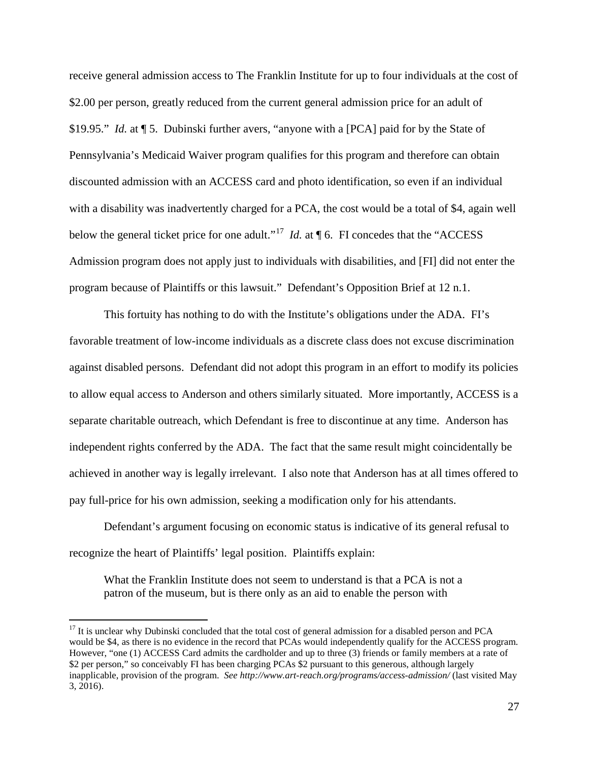receive general admission access to The Franklin Institute for up to four individuals at the cost of $2.00 per person, greatly reduced from the current general admission price for an adult of $19.95." *Id.* at ¶ 5. Dubinski further avers, "anyone with a [PCA] paid for by the State of Pennsylvania's Medicaid Waiver program qualifies for this program and therefore can obtain discounted admission with an ACCESS card and photo identification, so even if an individual with a disability was inadvertently charged for a PCA, the cost would be a total of $4, again well below the general ticket price for one adult."[17] *Id.* at ¶ 6. FI concedes that the "ACCESS Admission program does not apply just to individuals with disabilities, and [FI] did not enter the program because of Plaintiffs or this lawsuit." Defendant's Opposition Brief at 12 n.1.

This fortuity has nothing to do with the Institute's obligations under the ADA. FI's favorable treatment of low-income individuals as a discrete class does not excuse discrimination against disabled persons. Defendant did not adopt this program in an effort to modify its policies to allow equal access to Anderson and others similarly situated. More importantly, ACCESS is a separate charitable outreach, which Defendant is free to discontinue at any time. Anderson has independent rights conferred by the ADA. The fact that the same result might coincidentally be achieved in another way is legally irrelevant. I also note that Anderson has at all times offered to pay full-price for his own admission, seeking a modification only for his attendants.

Defendant's argument focusing on economic status is indicative of its general refusal to recognize the heart of Plaintiffs' legal position. Plaintiffs explain:

> What the Franklin Institute does not seem to understand is that a PCA is not a patron of the museum, but is there only as an aid to enable the person with

---

[17] It is unclear why Dubinski concluded that the total cost of general admission for a disabled person and PCA would be $4, as there is no evidence in the record that PCAs would independently qualify for the ACCESS program. However, "one (1) ACCESS Card admits the cardholder and up to three (3) friends or family members at a rate of $2 per person," so conceivably FI has been charging PCAs $2 pursuant to this generous, although largely inapplicable, provision of the program. *See http://www.art-reach.org/programs/access-admission/* (last visited May 3, 2016).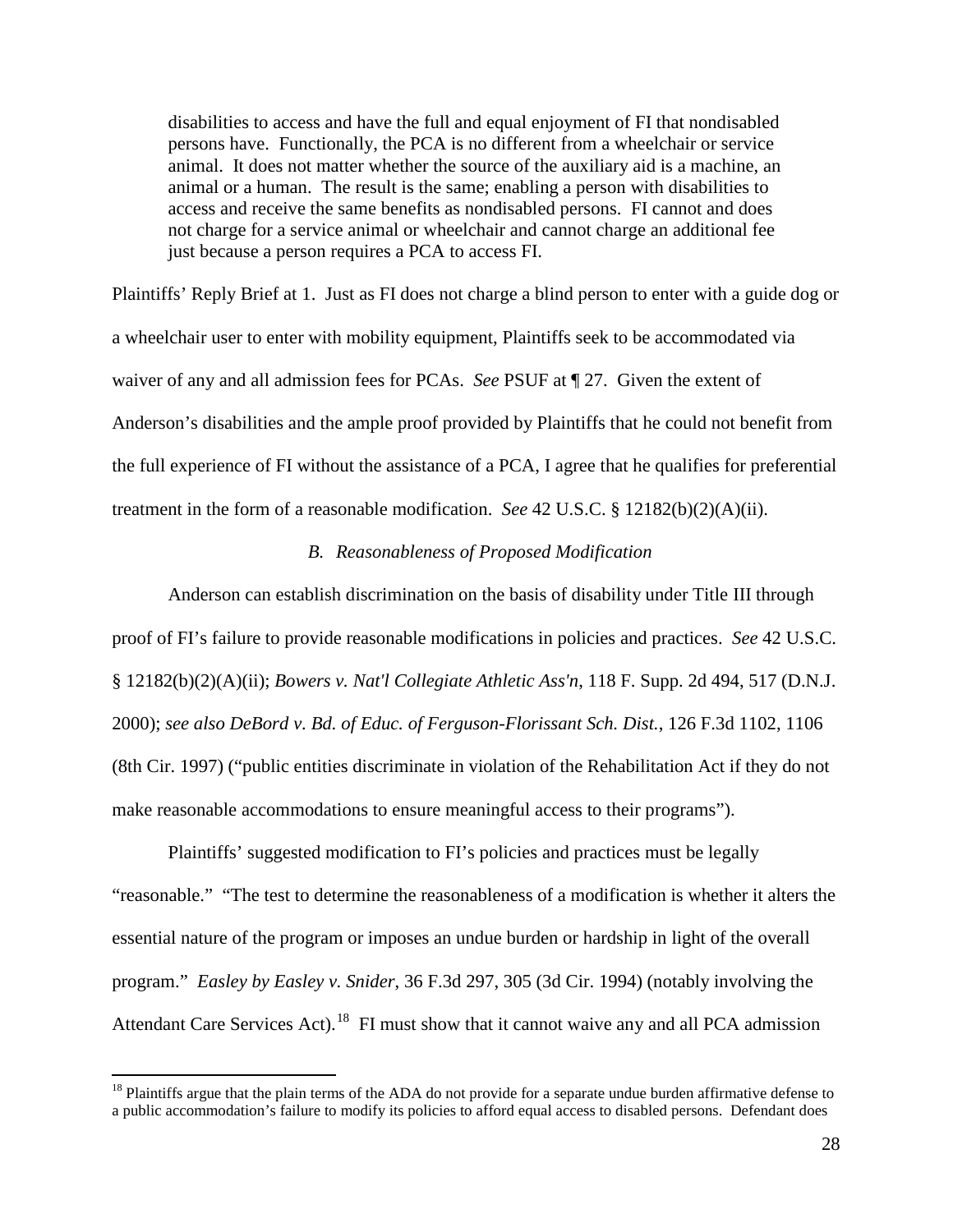> disabilities to access and have the full and equal enjoyment of FI that nondisabled persons have. Functionally, the PCA is no different from a wheelchair or service animal. It does not matter whether the source of the auxiliary aid is a machine, an animal or a human. The result is the same; enabling a person with disabilities to access and receive the same benefits as nondisabled persons. FI cannot and does not charge for a service animal or wheelchair and cannot charge an additional fee just because a person requires a PCA to access FI.

Plaintiffs' Reply Brief at 1. Just as FI does not charge a blind person to enter with a guide dog or a wheelchair user to enter with mobility equipment, Plaintiffs seek to be accommodated via waiver of any and all admission fees for PCAs. *See* PSUF at ¶ 27. Given the extent of Anderson's disabilities and the ample proof provided by Plaintiffs that he could not benefit from the full experience of FI without the assistance of a PCA, I agree that he qualifies for preferential treatment in the form of a reasonable modification. *See* 42 U.S.C. § 12182(b)(2)(A)(ii).

### *B. Reasonableness of Proposed Modification*

Anderson can establish discrimination on the basis of disability under Title III through proof of FI's failure to provide reasonable modifications in policies and practices. *See* 42 U.S.C. § 12182(b)(2)(A)(ii); *Bowers v. Nat'l Collegiate Athletic Ass'n*, 118 F. Supp. 2d 494, 517 (D.N.J. 2000); *see also DeBord v. Bd. of Educ. of Ferguson-Florissant Sch. Dist.*, 126 F.3d 1102, 1106 (8th Cir. 1997) ("public entities discriminate in violation of the Rehabilitation Act if they do not make reasonable accommodations to ensure meaningful access to their programs").

Plaintiffs' suggested modification to FI's policies and practices must be legally "reasonable." "The test to determine the reasonableness of a modification is whether it alters the essential nature of the program or imposes an undue burden or hardship in light of the overall program." *Easley by Easley v. Snider*, 36 F.3d 297, 305 (3d Cir. 1994) (notably involving the Attendant Care Services Act).[18] FI must show that it cannot waive any and all PCA admission

[18] Plaintiffs argue that the plain terms of the ADA do not provide for a separate undue burden affirmative defense to a public accommodation's failure to modify its policies to afford equal access to disabled persons. Defendant does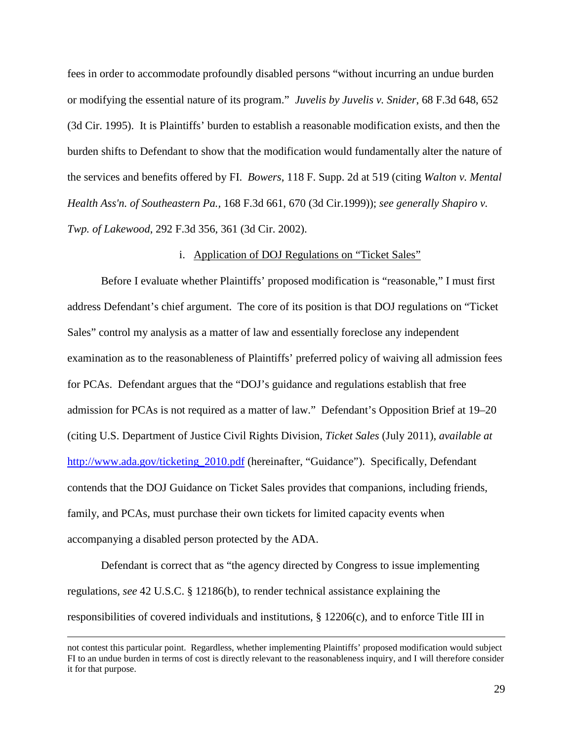fees in order to accommodate profoundly disabled persons "without incurring an undue burden or modifying the essential nature of its program." *Juvelis by Juvelis v. Snider*, 68 F.3d 648, 652 (3d Cir. 1995). It is Plaintiffs' burden to establish a reasonable modification exists, and then the burden shifts to Defendant to show that the modification would fundamentally alter the nature of the services and benefits offered by FI. *Bowers*, 118 F. Supp. 2d at 519 (citing *Walton v. Mental Health Ass'n. of Southeastern Pa.*, 168 F.3d 661, 670 (3d Cir.1999)); *see generally Shapiro v. Twp. of Lakewood*, 292 F.3d 356, 361 (3d Cir. 2002).

i. Application of DOJ Regulations on "Ticket Sales"

Before I evaluate whether Plaintiffs' proposed modification is "reasonable," I must first address Defendant's chief argument. The core of its position is that DOJ regulations on "Ticket Sales" control my analysis as a matter of law and essentially foreclose any independent examination as to the reasonableness of Plaintiffs' preferred policy of waiving all admission fees for PCAs. Defendant argues that the "DOJ's guidance and regulations establish that free admission for PCAs is not required as a matter of law." Defendant's Opposition Brief at 19–20 (citing U.S. Department of Justice Civil Rights Division, *Ticket Sales* (July 2011), *available at* http://www.ada.gov/ticketing_2010.pdf (hereinafter, "Guidance"). Specifically, Defendant contends that the DOJ Guidance on Ticket Sales provides that companions, including friends, family, and PCAs, must purchase their own tickets for limited capacity events when accompanying a disabled person protected by the ADA.

Defendant is correct that as "the agency directed by Congress to issue implementing regulations, *see* 42 U.S.C. § 12186(b), to render technical assistance explaining the responsibilities of covered individuals and institutions, § 12206(c), and to enforce Title III in

---

not contest this particular point. Regardless, whether implementing Plaintiffs' proposed modification would subject FI to an undue burden in terms of cost is directly relevant to the reasonableness inquiry, and I will therefore consider it for that purpose.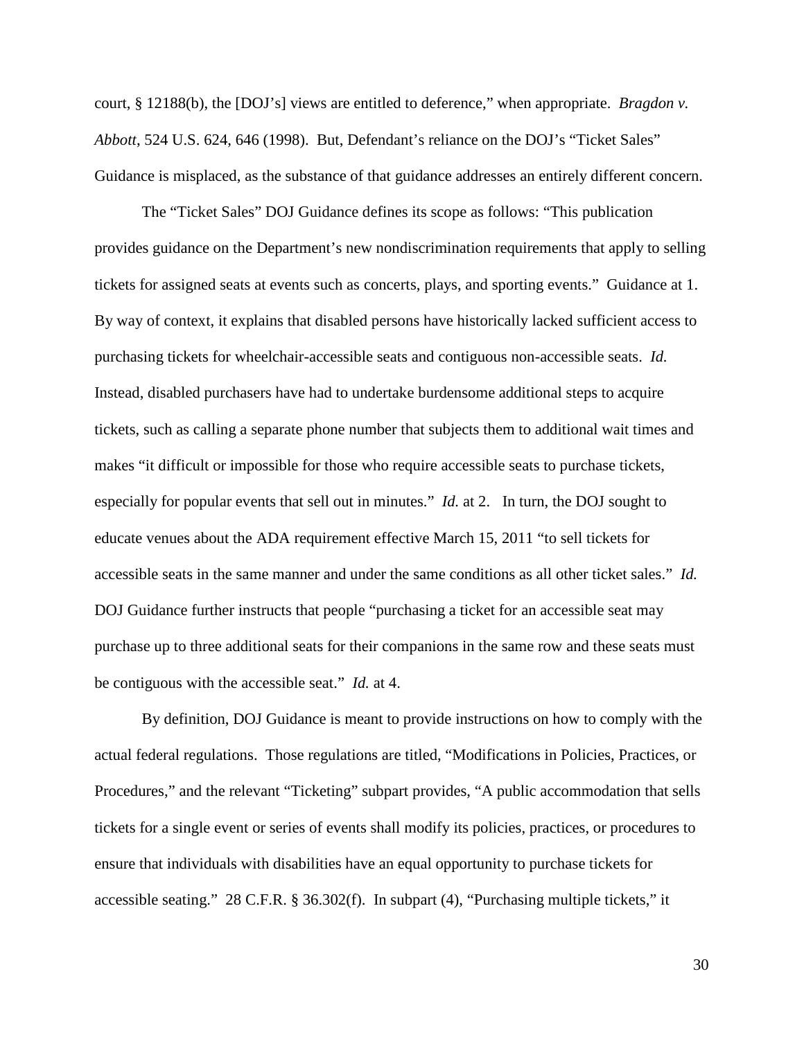court, § 12188(b), the [DOJ's] views are entitled to deference," when appropriate. *Bragdon v. Abbott*, 524 U.S. 624, 646 (1998). But, Defendant's reliance on the DOJ's "Ticket Sales" Guidance is misplaced, as the substance of that guidance addresses an entirely different concern.

The "Ticket Sales" DOJ Guidance defines its scope as follows: "This publication provides guidance on the Department's new nondiscrimination requirements that apply to selling tickets for assigned seats at events such as concerts, plays, and sporting events." Guidance at 1. By way of context, it explains that disabled persons have historically lacked sufficient access to purchasing tickets for wheelchair-accessible seats and contiguous non-accessible seats. *Id.* Instead, disabled purchasers have had to undertake burdensome additional steps to acquire tickets, such as calling a separate phone number that subjects them to additional wait times and makes "it difficult or impossible for those who require accessible seats to purchase tickets, especially for popular events that sell out in minutes." *Id.* at 2. In turn, the DOJ sought to educate venues about the ADA requirement effective March 15, 2011 "to sell tickets for accessible seats in the same manner and under the same conditions as all other ticket sales." *Id.* DOJ Guidance further instructs that people "purchasing a ticket for an accessible seat may purchase up to three additional seats for their companions in the same row and these seats must be contiguous with the accessible seat." *Id.* at 4.

By definition, DOJ Guidance is meant to provide instructions on how to comply with the actual federal regulations. Those regulations are titled, "Modifications in Policies, Practices, or Procedures," and the relevant "Ticketing" subpart provides, "A public accommodation that sells tickets for a single event or series of events shall modify its policies, practices, or procedures to ensure that individuals with disabilities have an equal opportunity to purchase tickets for accessible seating." 28 C.F.R. § 36.302(f). In subpart (4), "Purchasing multiple tickets," it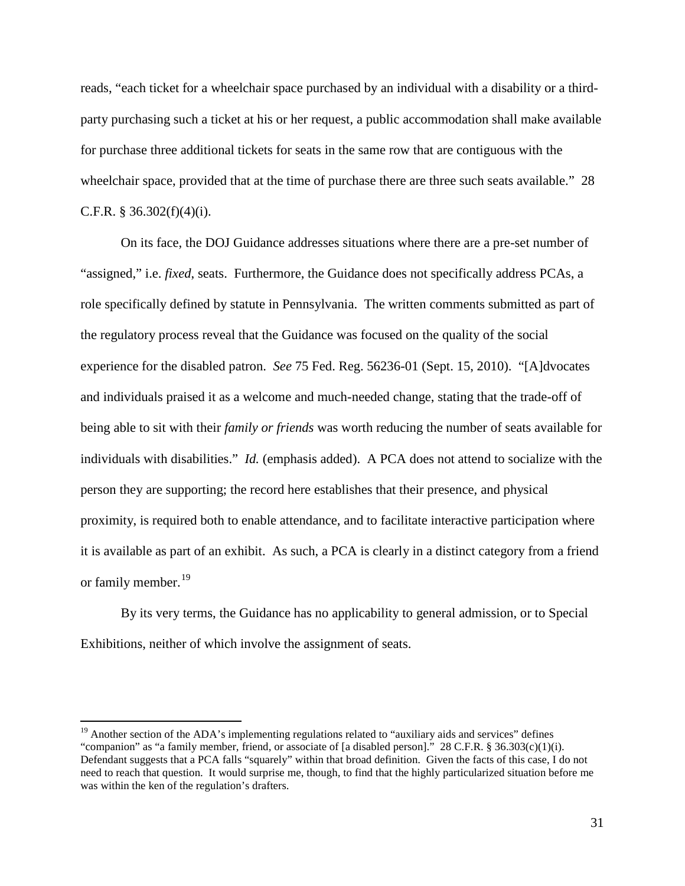reads, "each ticket for a wheelchair space purchased by an individual with a disability or a third-party purchasing such a ticket at his or her request, a public accommodation shall make available for purchase three additional tickets for seats in the same row that are contiguous with the wheelchair space, provided that at the time of purchase there are three such seats available." 28 C.F.R. § 36.302(f)(4)(i).

On its face, the DOJ Guidance addresses situations where there are a pre-set number of "assigned," i.e. *fixed*, seats. Furthermore, the Guidance does not specifically address PCAs, a role specifically defined by statute in Pennsylvania. The written comments submitted as part of the regulatory process reveal that the Guidance was focused on the quality of the social experience for the disabled patron. *See* 75 Fed. Reg. 56236-01 (Sept. 15, 2010). "[A]dvocates and individuals praised it as a welcome and much-needed change, stating that the trade-off of being able to sit with their *family or friends* was worth reducing the number of seats available for individuals with disabilities." *Id.* (emphasis added). A PCA does not attend to socialize with the person they are supporting; the record here establishes that their presence, and physical proximity, is required both to enable attendance, and to facilitate interactive participation where it is available as part of an exhibit. As such, a PCA is clearly in a distinct category from a friend or family member.[19]

By its very terms, the Guidance has no applicability to general admission, or to Special Exhibitions, neither of which involve the assignment of seats.

[19] Another section of the ADA's implementing regulations related to "auxiliary aids and services" defines "companion" as "a family member, friend, or associate of [a disabled person]." 28 C.F.R. § 36.303(c)(1)(i). Defendant suggests that a PCA falls "squarely" within that broad definition. Given the facts of this case, I do not need to reach that question. It would surprise me, though, to find that the highly particularized situation before me was within the ken of the regulation's drafters.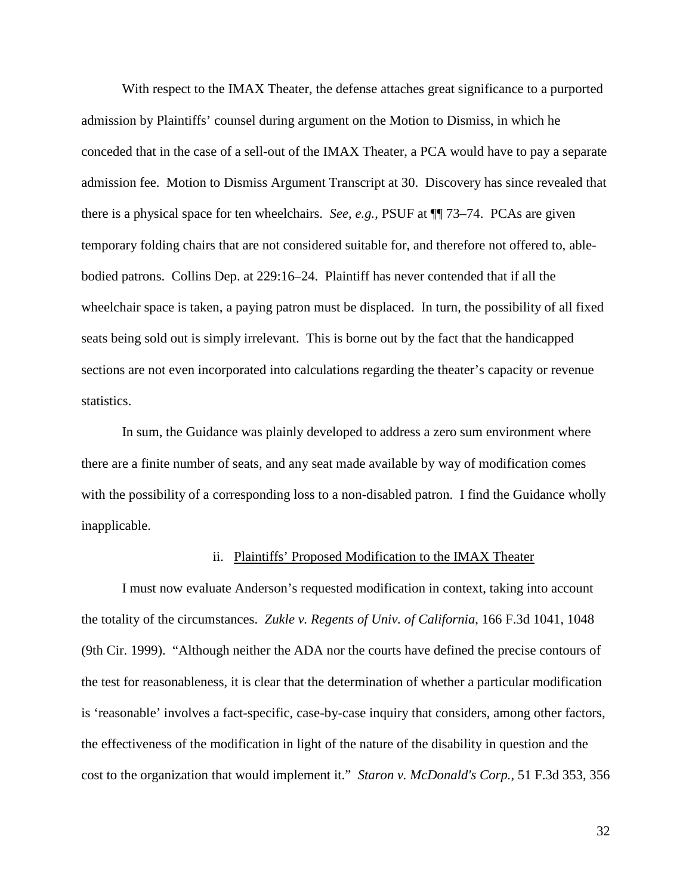With respect to the IMAX Theater, the defense attaches great significance to a purported admission by Plaintiffs' counsel during argument on the Motion to Dismiss, in which he conceded that in the case of a sell-out of the IMAX Theater, a PCA would have to pay a separate admission fee. Motion to Dismiss Argument Transcript at 30. Discovery has since revealed that there is a physical space for ten wheelchairs. *See, e.g.*, PSUF at ¶¶ 73–74. PCAs are given temporary folding chairs that are not considered suitable for, and therefore not offered to, able-bodied patrons. Collins Dep. at 229:16–24. Plaintiff has never contended that if all the wheelchair space is taken, a paying patron must be displaced. In turn, the possibility of all fixed seats being sold out is simply irrelevant. This is borne out by the fact that the handicapped sections are not even incorporated into calculations regarding the theater's capacity or revenue statistics.

In sum, the Guidance was plainly developed to address a zero sum environment where there are a finite number of seats, and any seat made available by way of modification comes with the possibility of a corresponding loss to a non-disabled patron. I find the Guidance wholly inapplicable.

ii. <u>Plaintiffs' Proposed Modification to the IMAX Theater</u>

I must now evaluate Anderson's requested modification in context, taking into account the totality of the circumstances. *Zukle v. Regents of Univ. of California*, 166 F.3d 1041, 1048 (9th Cir. 1999). "Although neither the ADA nor the courts have defined the precise contours of the test for reasonableness, it is clear that the determination of whether a particular modification is 'reasonable' involves a fact-specific, case-by-case inquiry that considers, among other factors, the effectiveness of the modification in light of the nature of the disability in question and the cost to the organization that would implement it." *Staron v. McDonald's Corp.*, 51 F.3d 353, 356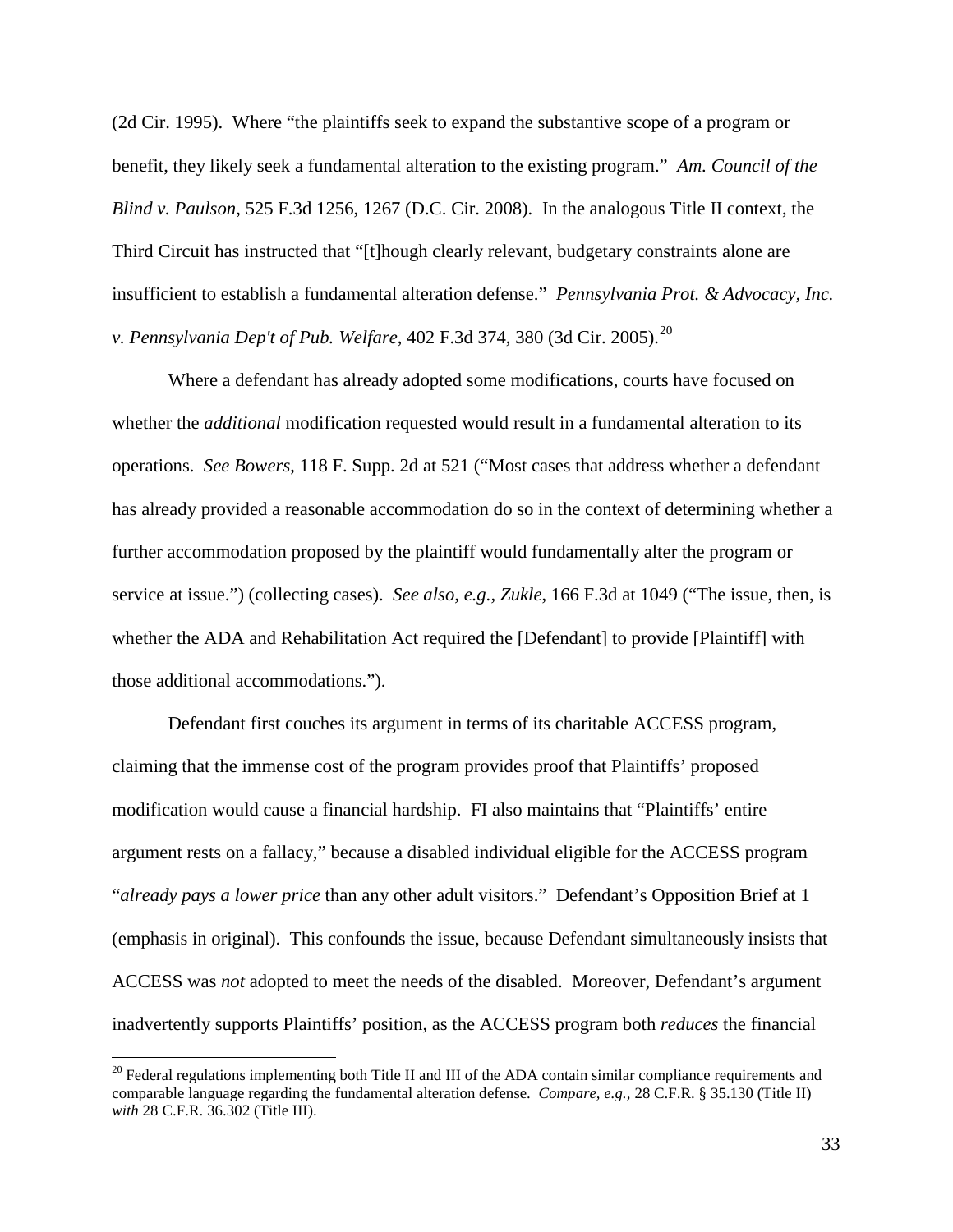(2d Cir. 1995). Where "the plaintiffs seek to expand the substantive scope of a program or benefit, they likely seek a fundamental alteration to the existing program." *Am. Council of the Blind v. Paulson*, 525 F.3d 1256, 1267 (D.C. Cir. 2008). In the analogous Title II context, the Third Circuit has instructed that "[t]hough clearly relevant, budgetary constraints alone are insufficient to establish a fundamental alteration defense." *Pennsylvania Prot. & Advocacy, Inc. v. Pennsylvania Dep't of Pub. Welfare*, 402 F.3d 374, 380 (3d Cir. 2005).[20]

Where a defendant has already adopted some modifications, courts have focused on whether the *additional* modification requested would result in a fundamental alteration to its operations. *See Bowers*, 118 F. Supp. 2d at 521 ("Most cases that address whether a defendant has already provided a reasonable accommodation do so in the context of determining whether a further accommodation proposed by the plaintiff would fundamentally alter the program or service at issue.") (collecting cases). *See also, e.g.*, *Zukle*, 166 F.3d at 1049 ("The issue, then, is whether the ADA and Rehabilitation Act required the [Defendant] to provide [Plaintiff] with those additional accommodations.").

Defendant first couches its argument in terms of its charitable ACCESS program, claiming that the immense cost of the program provides proof that Plaintiffs' proposed modification would cause a financial hardship. FI also maintains that "Plaintiffs' entire argument rests on a fallacy," because a disabled individual eligible for the ACCESS program "*already pays a lower price* than any other adult visitors." Defendant's Opposition Brief at 1 (emphasis in original). This confounds the issue, because Defendant simultaneously insists that ACCESS was *not* adopted to meet the needs of the disabled. Moreover, Defendant's argument inadvertently supports Plaintiffs' position, as the ACCESS program both *reduces* the financial

---

[20] Federal regulations implementing both Title II and III of the ADA contain similar compliance requirements and comparable language regarding the fundamental alteration defense. *Compare, e.g.,* 28 C.F.R. § 35.130 (Title II) *with* 28 C.F.R. 36.302 (Title III).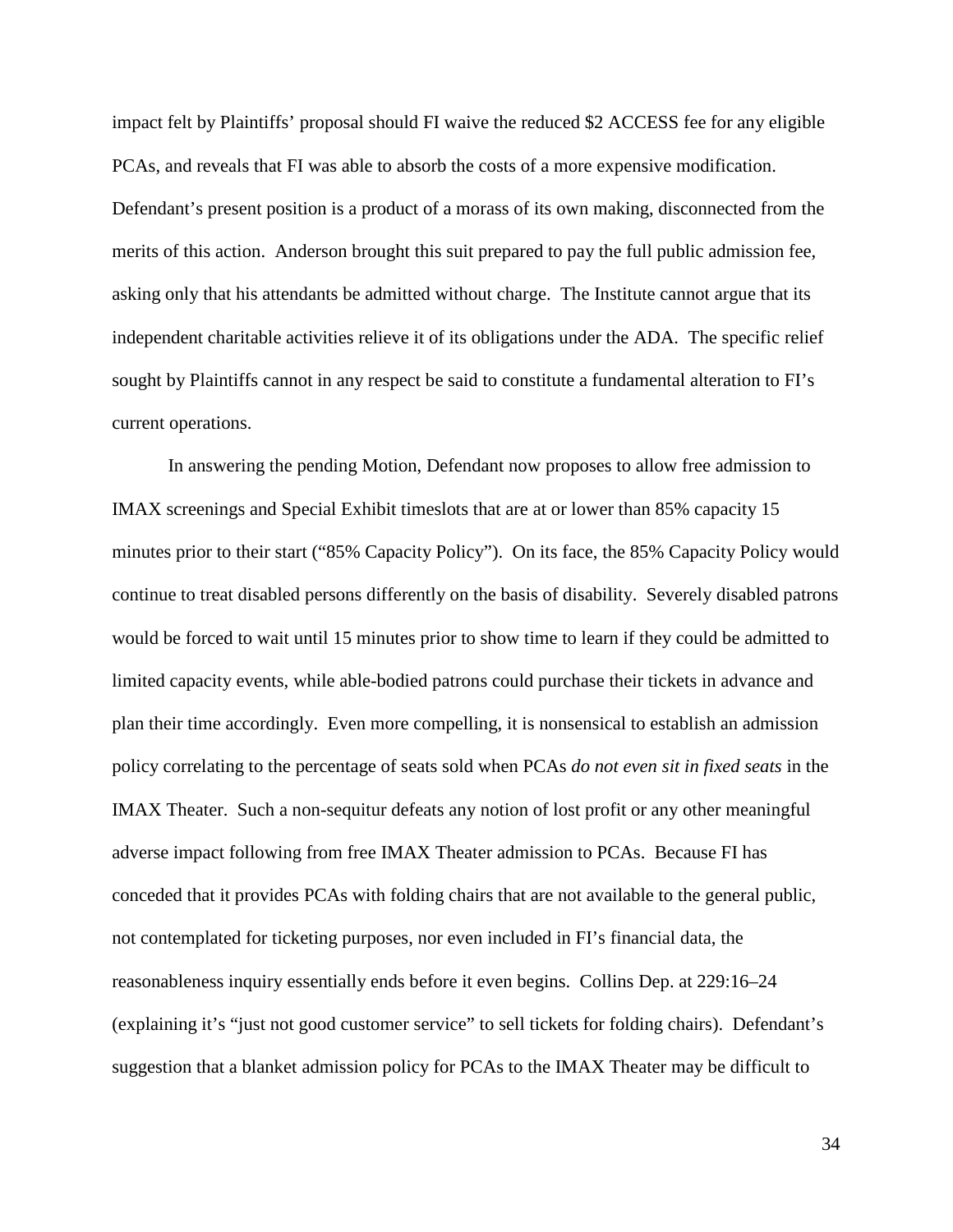impact felt by Plaintiffs' proposal should FI waive the reduced $2 ACCESS fee for any eligible PCAs, and reveals that FI was able to absorb the costs of a more expensive modification. Defendant's present position is a product of a morass of its own making, disconnected from the merits of this action. Anderson brought this suit prepared to pay the full public admission fee, asking only that his attendants be admitted without charge. The Institute cannot argue that its independent charitable activities relieve it of its obligations under the ADA. The specific relief sought by Plaintiffs cannot in any respect be said to constitute a fundamental alteration to FI's current operations.

In answering the pending Motion, Defendant now proposes to allow free admission to IMAX screenings and Special Exhibit timeslots that are at or lower than 85% capacity 15 minutes prior to their start ("85% Capacity Policy"). On its face, the 85% Capacity Policy would continue to treat disabled persons differently on the basis of disability. Severely disabled patrons would be forced to wait until 15 minutes prior to show time to learn if they could be admitted to limited capacity events, while able-bodied patrons could purchase their tickets in advance and plan their time accordingly. Even more compelling, it is nonsensical to establish an admission policy correlating to the percentage of seats sold when PCAs *do not even sit in fixed seats* in the IMAX Theater. Such a non-sequitur defeats any notion of lost profit or any other meaningful adverse impact following from free IMAX Theater admission to PCAs. Because FI has conceded that it provides PCAs with folding chairs that are not available to the general public, not contemplated for ticketing purposes, nor even included in FI's financial data, the reasonableness inquiry essentially ends before it even begins. Collins Dep. at 229:16–24 (explaining it's "just not good customer service" to sell tickets for folding chairs). Defendant's suggestion that a blanket admission policy for PCAs to the IMAX Theater may be difficult to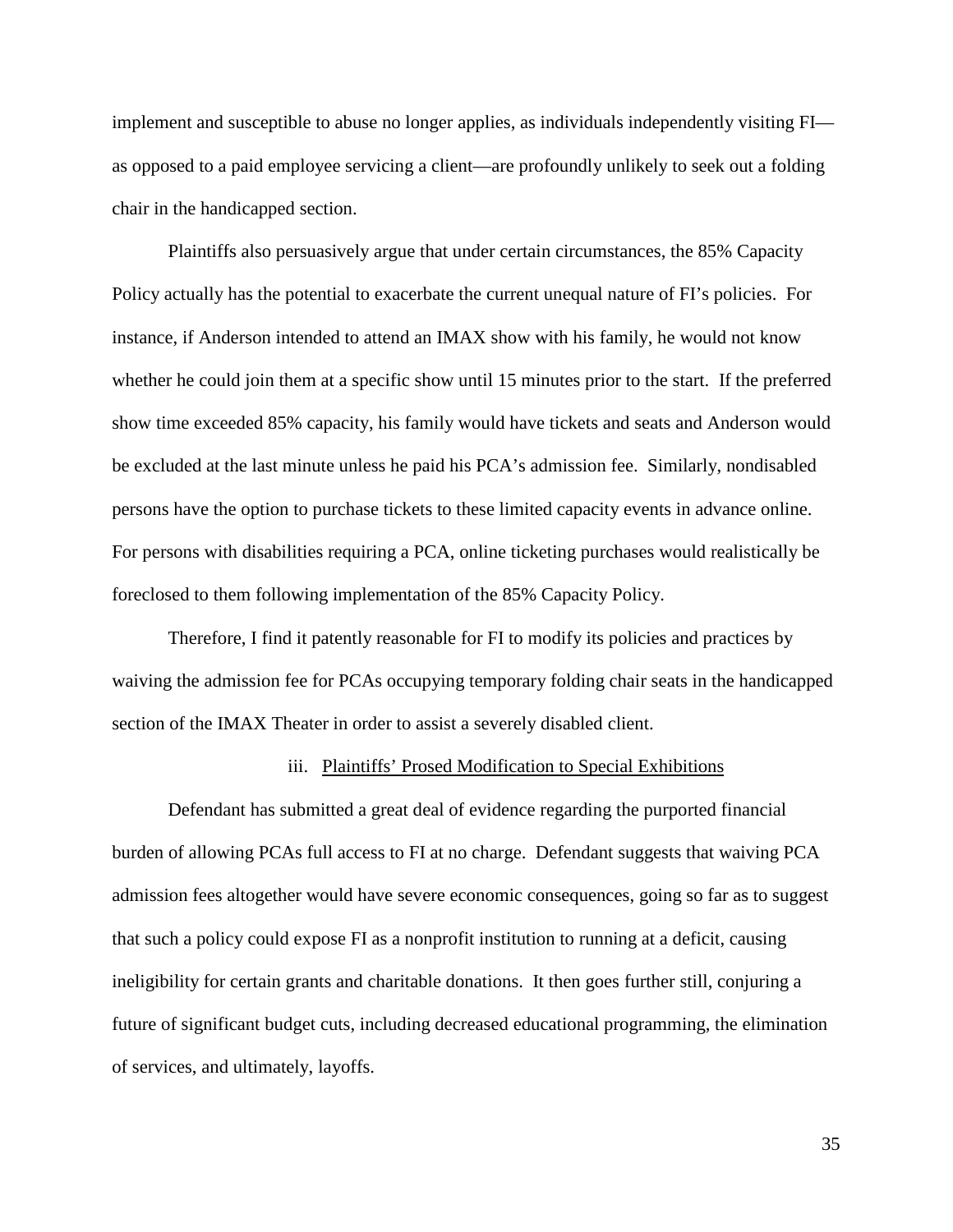implement and susceptible to abuse no longer applies, as individuals independently visiting FI—as opposed to a paid employee servicing a client—are profoundly unlikely to seek out a folding chair in the handicapped section.

Plaintiffs also persuasively argue that under certain circumstances, the 85% Capacity Policy actually has the potential to exacerbate the current unequal nature of FI's policies. For instance, if Anderson intended to attend an IMAX show with his family, he would not know whether he could join them at a specific show until 15 minutes prior to the start. If the preferred show time exceeded 85% capacity, his family would have tickets and seats and Anderson would be excluded at the last minute unless he paid his PCA's admission fee. Similarly, nondisabled persons have the option to purchase tickets to these limited capacity events in advance online. For persons with disabilities requiring a PCA, online ticketing purchases would realistically be foreclosed to them following implementation of the 85% Capacity Policy.

Therefore, I find it patently reasonable for FI to modify its policies and practices by waiving the admission fee for PCAs occupying temporary folding chair seats in the handicapped section of the IMAX Theater in order to assist a severely disabled client.

### iii. Plaintiffs' Prosed Modification to Special Exhibitions

Defendant has submitted a great deal of evidence regarding the purported financial burden of allowing PCAs full access to FI at no charge. Defendant suggests that waiving PCA admission fees altogether would have severe economic consequences, going so far as to suggest that such a policy could expose FI as a nonprofit institution to running at a deficit, causing ineligibility for certain grants and charitable donations. It then goes further still, conjuring a future of significant budget cuts, including decreased educational programming, the elimination of services, and ultimately, layoffs.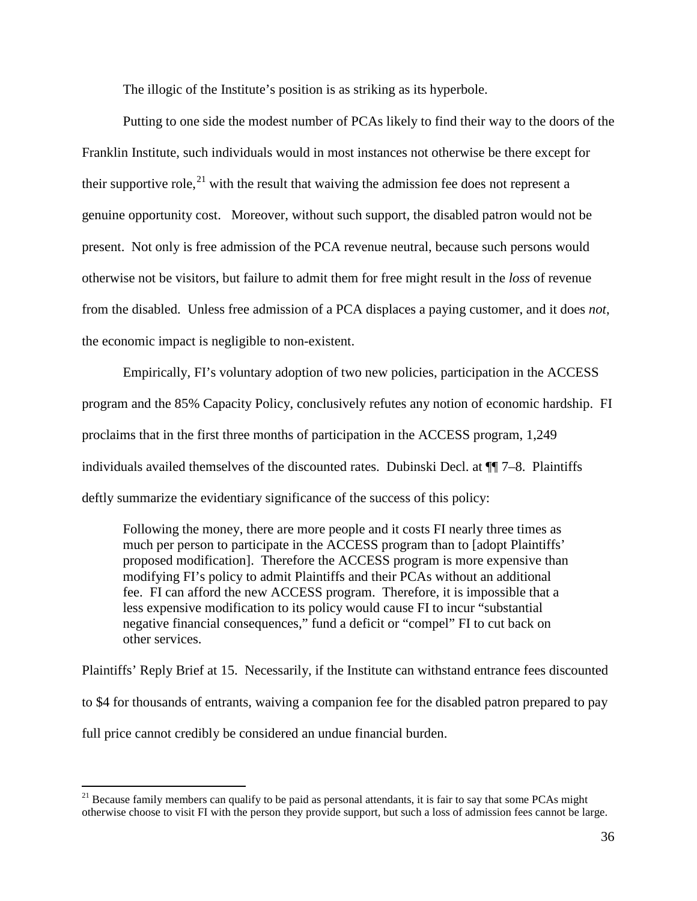The illogic of the Institute's position is as striking as its hyperbole.

Putting to one side the modest number of PCAs likely to find their way to the doors of the Franklin Institute, such individuals would in most instances not otherwise be there except for their supportive role,[21] with the result that waiving the admission fee does not represent a genuine opportunity cost. Moreover, without such support, the disabled patron would not be present. Not only is free admission of the PCA revenue neutral, because such persons would otherwise not be visitors, but failure to admit them for free might result in the *loss* of revenue from the disabled. Unless free admission of a PCA displaces a paying customer, and it does *not*, the economic impact is negligible to non-existent.

Empirically, FI's voluntary adoption of two new policies, participation in the ACCESS program and the 85% Capacity Policy, conclusively refutes any notion of economic hardship. FI proclaims that in the first three months of participation in the ACCESS program, 1,249 individuals availed themselves of the discounted rates. Dubinski Decl. at ¶¶ 7–8. Plaintiffs deftly summarize the evidentiary significance of the success of this policy:

> Following the money, there are more people and it costs FI nearly three times as much per person to participate in the ACCESS program than to [adopt Plaintiffs' proposed modification]. Therefore the ACCESS program is more expensive than modifying FI's policy to admit Plaintiffs and their PCAs without an additional fee. FI can afford the new ACCESS program. Therefore, it is impossible that a less expensive modification to its policy would cause FI to incur "substantial negative financial consequences," fund a deficit or "compel" FI to cut back on other services.

Plaintiffs' Reply Brief at 15. Necessarily, if the Institute can withstand entrance fees discounted to $4 for thousands of entrants, waiving a companion fee for the disabled patron prepared to pay full price cannot credibly be considered an undue financial burden.

---

[21] Because family members can qualify to be paid as personal attendants, it is fair to say that some PCAs might otherwise choose to visit FI with the person they provide support, but such a loss of admission fees cannot be large.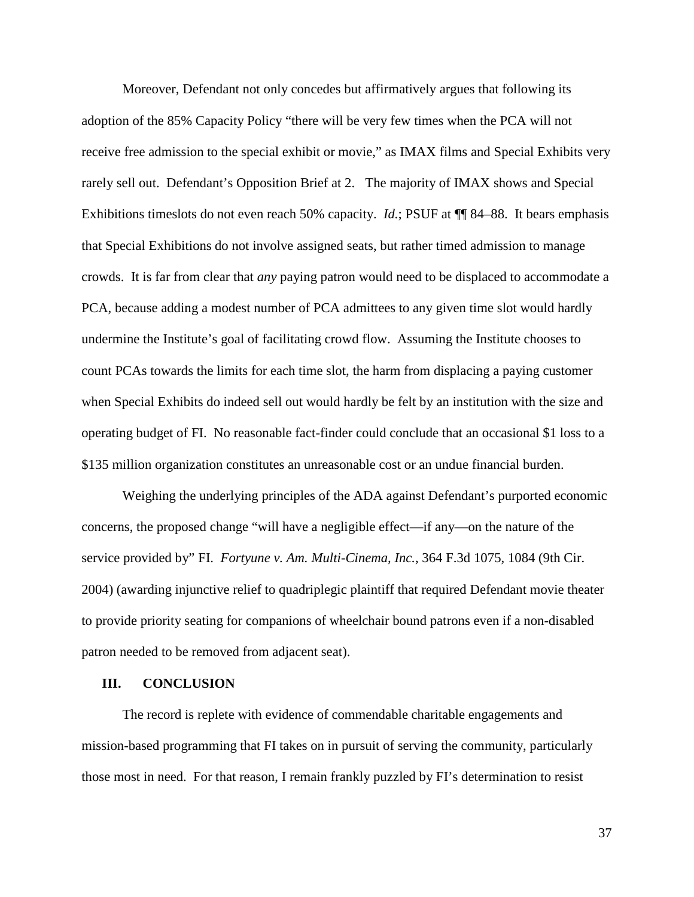Moreover, Defendant not only concedes but affirmatively argues that following its adoption of the 85% Capacity Policy "there will be very few times when the PCA will not receive free admission to the special exhibit or movie," as IMAX films and Special Exhibits very rarely sell out. Defendant's Opposition Brief at 2. The majority of IMAX shows and Special Exhibitions timeslots do not even reach 50% capacity. *Id.*; PSUF at ¶¶ 84–88. It bears emphasis that Special Exhibitions do not involve assigned seats, but rather timed admission to manage crowds. It is far from clear that *any* paying patron would need to be displaced to accommodate a PCA, because adding a modest number of PCA admittees to any given time slot would hardly undermine the Institute's goal of facilitating crowd flow. Assuming the Institute chooses to count PCAs towards the limits for each time slot, the harm from displacing a paying customer when Special Exhibits do indeed sell out would hardly be felt by an institution with the size and operating budget of FI. No reasonable fact-finder could conclude that an occasional $1 loss to a $135 million organization constitutes an unreasonable cost or an undue financial burden.

Weighing the underlying principles of the ADA against Defendant's purported economic concerns, the proposed change "will have a negligible effect—if any—on the nature of the service provided by" FI. *Fortyune v. Am. Multi-Cinema, Inc.*, 364 F.3d 1075, 1084 (9th Cir. 2004) (awarding injunctive relief to quadriplegic plaintiff that required Defendant movie theater to provide priority seating for companions of wheelchair bound patrons even if a non-disabled patron needed to be removed from adjacent seat).

## III. CONCLUSION

The record is replete with evidence of commendable charitable engagements and mission-based programming that FI takes on in pursuit of serving the community, particularly those most in need. For that reason, I remain frankly puzzled by FI's determination to resist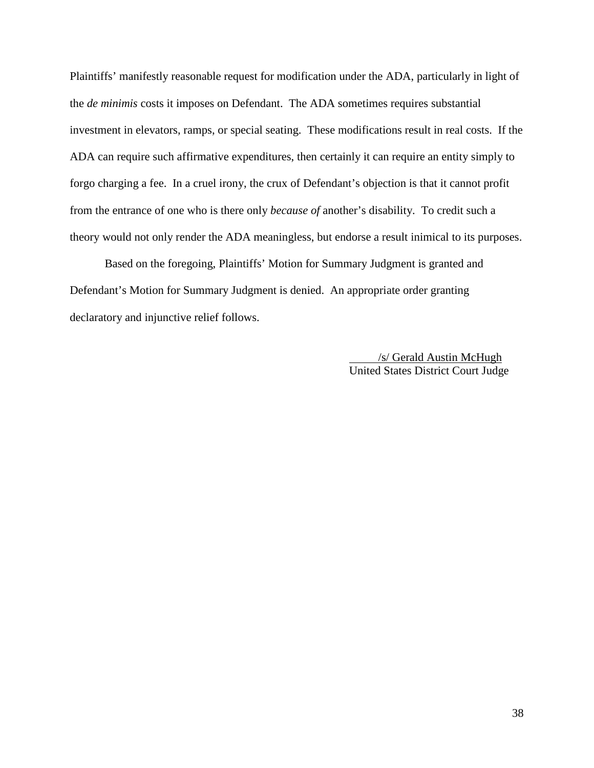Plaintiffs' manifestly reasonable request for modification under the ADA, particularly in light of the *de minimis* costs it imposes on Defendant. The ADA sometimes requires substantial investment in elevators, ramps, or special seating. These modifications result in real costs. If the ADA can require such affirmative expenditures, then certainly it can require an entity simply to forgo charging a fee. In a cruel irony, the crux of Defendant's objection is that it cannot profit from the entrance of one who is there only *because of* another's disability. To credit such a theory would not only render the ADA meaningless, but endorse a result inimical to its purposes.

Based on the foregoing, Plaintiffs' Motion for Summary Judgment is granted and Defendant's Motion for Summary Judgment is denied. An appropriate order granting declaratory and injunctive relief follows.

/s/ Gerald Austin McHugh
United States District Court Judge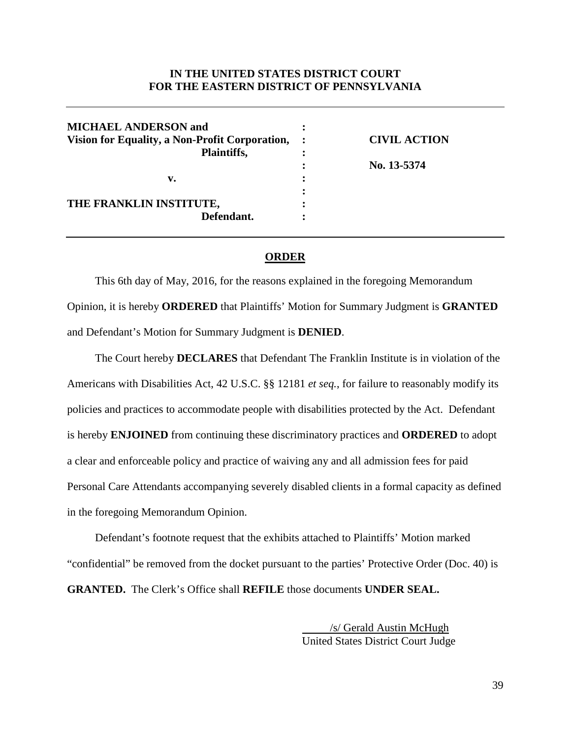**IN THE UNITED STATES DISTRICT COURT**
**FOR THE EASTERN DISTRICT OF PENNSYLVANIA**

| | | |
|---|---|---|
| **MICHAEL ANDERSON and** | **:** | |
| **Vision for Equality, a Non-Profit Corporation,** | **:** | **CIVIL ACTION** |
| **Plaintiffs,** | **:** | |
| | **:** | **No. 13-5374** |
| **v.** | **:** | |
| | **:** | |
| **THE FRANKLIN INSTITUTE,** | **:** | |
| **Defendant.** | **:** | |

## ORDER

This 6th day of May, 2016, for the reasons explained in the foregoing Memorandum Opinion, it is hereby **ORDERED** that Plaintiffs' Motion for Summary Judgment is **GRANTED** and Defendant's Motion for Summary Judgment is **DENIED**.

The Court hereby **DECLARES** that Defendant The Franklin Institute is in violation of the Americans with Disabilities Act, 42 U.S.C. §§ 12181 *et seq.*, for failure to reasonably modify its policies and practices to accommodate people with disabilities protected by the Act. Defendant is hereby **ENJOINED** from continuing these discriminatory practices and **ORDERED** to adopt a clear and enforceable policy and practice of waiving any and all admission fees for paid Personal Care Attendants accompanying severely disabled clients in a formal capacity as defined in the foregoing Memorandum Opinion.

Defendant's footnote request that the exhibits attached to Plaintiffs' Motion marked "confidential" be removed from the docket pursuant to the parties' Protective Order (Doc. 40) is **GRANTED.** The Clerk's Office shall **REFILE** those documents **UNDER SEAL.**

/s/ Gerald Austin McHugh
United States District Court Judge